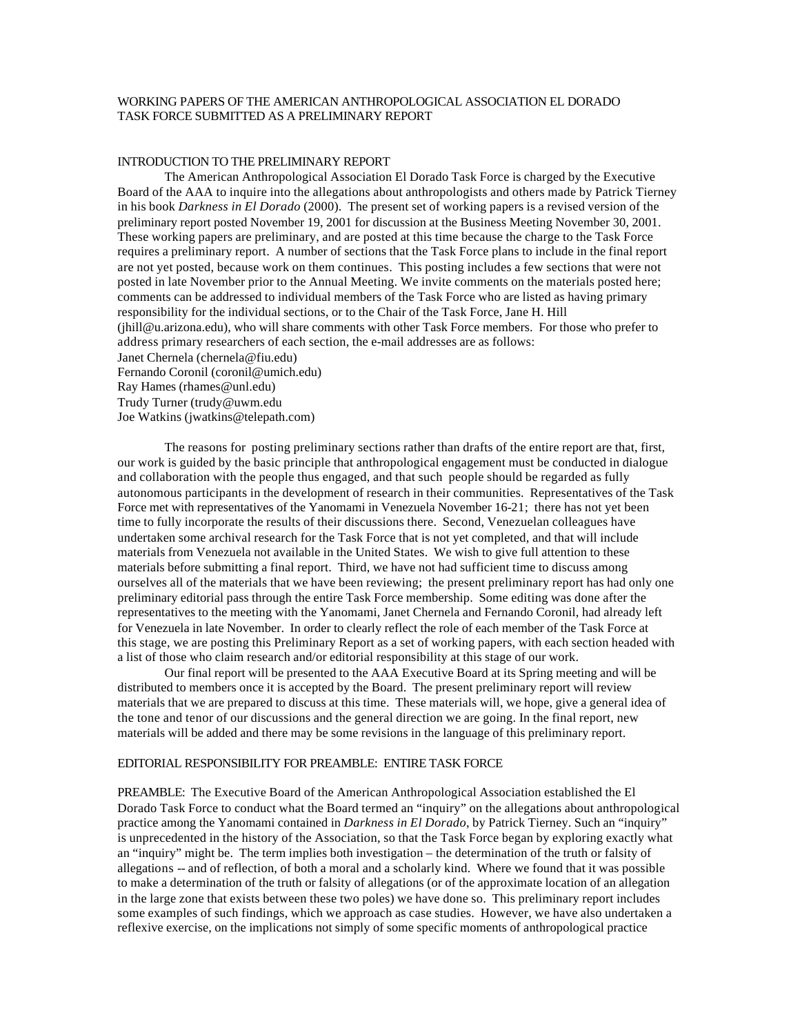# WORKING PAPERS OF THE AMERICAN ANTHROPOLOGICAL ASSOCIATION EL DORADO TASK FORCE SUBMITTED AS A PRELIMINARY REPORT

## INTRODUCTION TO THE PRELIMINARY REPORT

The American Anthropological Association El Dorado Task Force is charged by the Executive Board of the AAA to inquire into the allegations about anthropologists and others made by Patrick Tierney in his book *Darkness in El Dorado* (2000). The present set of working papers is a revised version of the preliminary report posted November 19, 2001 for discussion at the Business Meeting November 30, 2001. These working papers are preliminary, and are posted at this time because the charge to the Task Force requires a preliminary report. A number of sections that the Task Force plans to include in the final report are not yet posted, because work on them continues. This posting includes a few sections that were not posted in late November prior to the Annual Meeting. We invite comments on the materials posted here; comments can be addressed to individual members of the Task Force who are listed as having primary responsibility for the individual sections, or to the Chair of the Task Force, Jane H. Hill (jhill@u.arizona.edu), who will share comments with other Task Force members. For those who prefer to address primary researchers of each section, the e-mail addresses are as follows:

Janet Chernela (chernela@fiu.edu)
Fernando Coronil (coronil@umich.edu)
Ray Hames (rhames@unl.edu)
Trudy Turner (trudy@uwm.edu
Joe Watkins (jwatkins@telepath.com)

The reasons for posting preliminary sections rather than drafts of the entire report are that, first, our work is guided by the basic principle that anthropological engagement must be conducted in dialogue and collaboration with the people thus engaged, and that such people should be regarded as fully autonomous participants in the development of research in their communities. Representatives of the Task Force met with representatives of the Yanomami in Venezuela November 16-21; there has not yet been time to fully incorporate the results of their discussions there. Second, Venezuelan colleagues have undertaken some archival research for the Task Force that is not yet completed, and that will include materials from Venezuela not available in the United States. We wish to give full attention to these materials before submitting a final report. Third, we have not had sufficient time to discuss among ourselves all of the materials that we have been reviewing; the present preliminary report has had only one preliminary editorial pass through the entire Task Force membership. Some editing was done after the representatives to the meeting with the Yanomami, Janet Chernela and Fernando Coronil, had already left for Venezuela in late November. In order to clearly reflect the role of each member of the Task Force at this stage, we are posting this Preliminary Report as a set of working papers, with each section headed with a list of those who claim research and/or editorial responsibility at this stage of our work.

Our final report will be presented to the AAA Executive Board at its Spring meeting and will be distributed to members once it is accepted by the Board. The present preliminary report will review materials that we are prepared to discuss at this time. These materials will, we hope, give a general idea of the tone and tenor of our discussions and the general direction we are going. In the final report, new materials will be added and there may be some revisions in the language of this preliminary report.

## EDITORIAL RESPONSIBILITY FOR PREAMBLE: ENTIRE TASK FORCE

PREAMBLE: The Executive Board of the American Anthropological Association established the El Dorado Task Force to conduct what the Board termed an "inquiry" on the allegations about anthropological practice among the Yanomami contained in *Darkness in El Dorado*, by Patrick Tierney. Such an "inquiry" is unprecedented in the history of the Association, so that the Task Force began by exploring exactly what an "inquiry" might be. The term implies both investigation – the determination of the truth or falsity of allegations -- and of reflection, of both a moral and a scholarly kind. Where we found that it was possible to make a determination of the truth or falsity of allegations (or of the approximate location of an allegation in the large zone that exists between these two poles) we have done so. This preliminary report includes some examples of such findings, which we approach as case studies. However, we have also undertaken a reflexive exercise, on the implications not simply of some specific moments of anthropological practice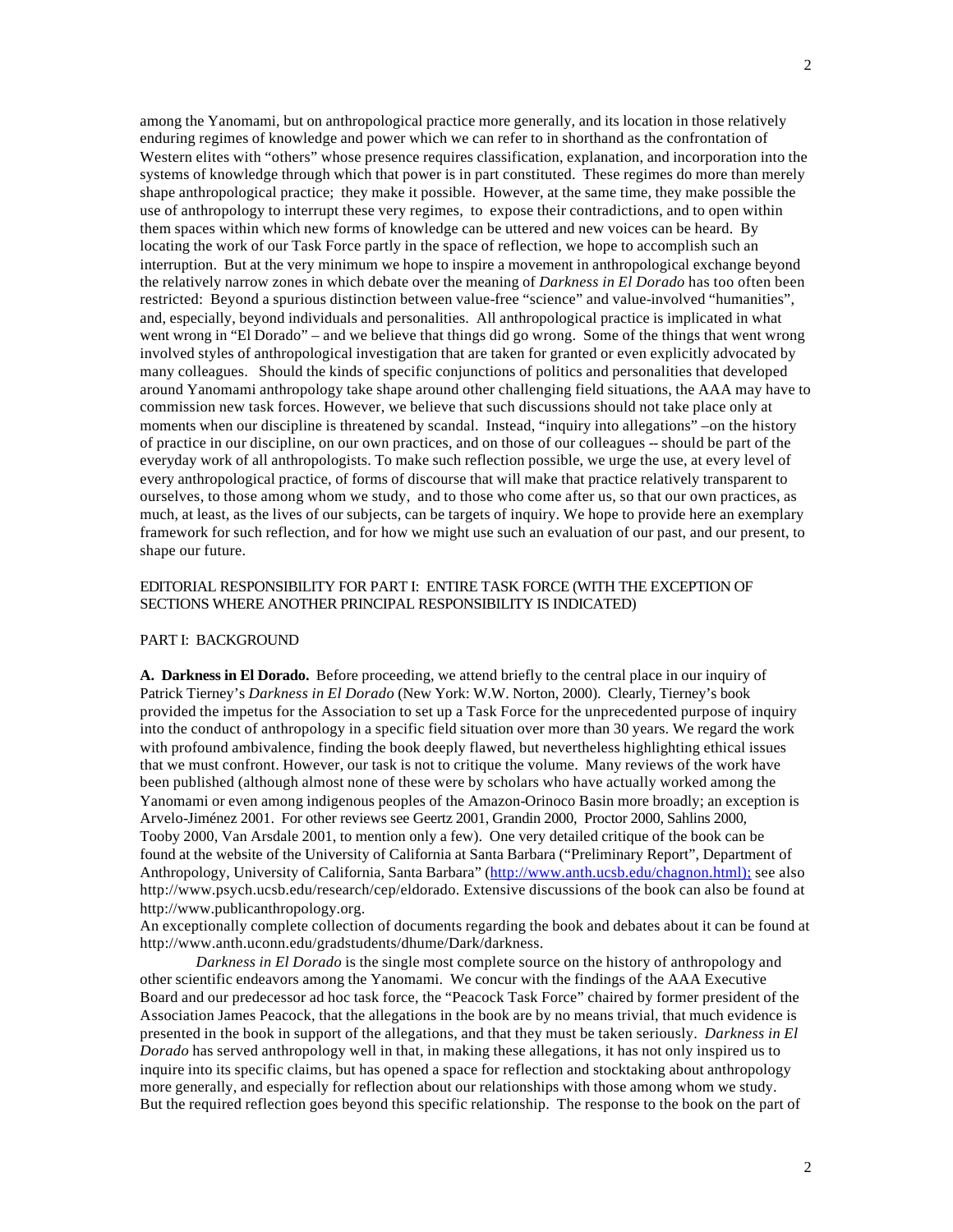among the Yanomami, but on anthropological practice more generally, and its location in those relatively enduring regimes of knowledge and power which we can refer to in shorthand as the confrontation of Western elites with "others" whose presence requires classification, explanation, and incorporation into the systems of knowledge through which that power is in part constituted. These regimes do more than merely shape anthropological practice; they make it possible. However, at the same time, they make possible the use of anthropology to interrupt these very regimes, to expose their contradictions, and to open within them spaces within which new forms of knowledge can be uttered and new voices can be heard. By locating the work of our Task Force partly in the space of reflection, we hope to accomplish such an interruption. But at the very minimum we hope to inspire a movement in anthropological exchange beyond the relatively narrow zones in which debate over the meaning of *Darkness in El Dorado* has too often been restricted: Beyond a spurious distinction between value-free "science" and value-involved "humanities", and, especially, beyond individuals and personalities. All anthropological practice is implicated in what went wrong in "El Dorado" – and we believe that things did go wrong. Some of the things that went wrong involved styles of anthropological investigation that are taken for granted or even explicitly advocated by many colleagues. Should the kinds of specific conjunctions of politics and personalities that developed around Yanomami anthropology take shape around other challenging field situations, the AAA may have to commission new task forces. However, we believe that such discussions should not take place only at moments when our discipline is threatened by scandal. Instead, "inquiry into allegations" –on the history of practice in our discipline, on our own practices, and on those of our colleagues -- should be part of the everyday work of all anthropologists. To make such reflection possible, we urge the use, at every level of every anthropological practice, of forms of discourse that will make that practice relatively transparent to ourselves, to those among whom we study, and to those who come after us, so that our own practices, as much, at least, as the lives of our subjects, can be targets of inquiry. We hope to provide here an exemplary framework for such reflection, and for how we might use such an evaluation of our past, and our present, to shape our future.

EDITORIAL RESPONSIBILITY FOR PART I: ENTIRE TASK FORCE (WITH THE EXCEPTION OF SECTIONS WHERE ANOTHER PRINCIPAL RESPONSIBILITY IS INDICATED)

## PART I: BACKGROUND

**A. Darkness in El Dorado.** Before proceeding, we attend briefly to the central place in our inquiry of Patrick Tierney's *Darkness in El Dorado* (New York: W.W. Norton, 2000). Clearly, Tierney's book provided the impetus for the Association to set up a Task Force for the unprecedented purpose of inquiry into the conduct of anthropology in a specific field situation over more than 30 years. We regard the work with profound ambivalence, finding the book deeply flawed, but nevertheless highlighting ethical issues that we must confront. However, our task is not to critique the volume. Many reviews of the work have been published (although almost none of these were by scholars who have actually worked among the Yanomami or even among indigenous peoples of the Amazon-Orinoco Basin more broadly; an exception is Arvelo-Jiménez 2001. For other reviews see Geertz 2001, Grandin 2000, Proctor 2000, Sahlins 2000, Tooby 2000, Van Arsdale 2001, to mention only a few). One very detailed critique of the book can be found at the website of the University of California at Santa Barbara ("Preliminary Report", Department of Anthropology, University of California, Santa Barbara" (http://www.anth.ucsb.edu/chagnon.html); see also http://www.psych.ucsb.edu/research/cep/eldorado. Extensive discussions of the book can also be found at http://www.publicanthropology.org.
An exceptionally complete collection of documents regarding the book and debates about it can be found at http://www.anth.uconn.edu/gradstudents/dhume/Dark/darkness.

*Darkness in El Dorado* is the single most complete source on the history of anthropology and other scientific endeavors among the Yanomami. We concur with the findings of the AAA Executive Board and our predecessor ad hoc task force, the "Peacock Task Force" chaired by former president of the Association James Peacock, that the allegations in the book are by no means trivial, that much evidence is presented in the book in support of the allegations, and that they must be taken seriously. *Darkness in El Dorado* has served anthropology well in that, in making these allegations, it has not only inspired us to inquire into its specific claims, but has opened a space for reflection and stocktaking about anthropology more generally, and especially for reflection about our relationships with those among whom we study. But the required reflection goes beyond this specific relationship. The response to the book on the part of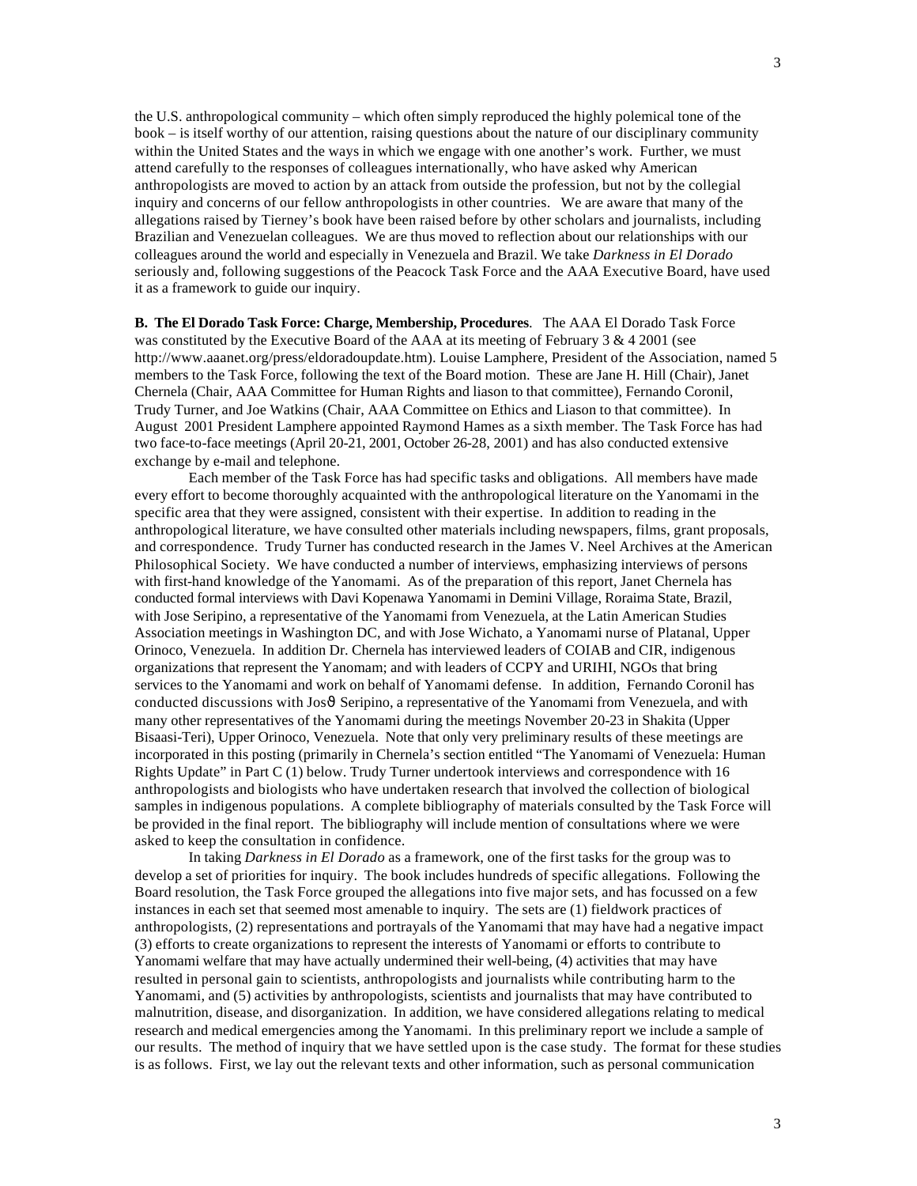the U.S. anthropological community – which often simply reproduced the highly polemical tone of the book – is itself worthy of our attention, raising questions about the nature of our disciplinary community within the United States and the ways in which we engage with one another's work. Further, we must attend carefully to the responses of colleagues internationally, who have asked why American anthropologists are moved to action by an attack from outside the profession, but not by the collegial inquiry and concerns of our fellow anthropologists in other countries. We are aware that many of the allegations raised by Tierney's book have been raised before by other scholars and journalists, including Brazilian and Venezuelan colleagues. We are thus moved to reflection about our relationships with our colleagues around the world and especially in Venezuela and Brazil. We take *Darkness in El Dorado* seriously and, following suggestions of the Peacock Task Force and the AAA Executive Board, have used it as a framework to guide our inquiry.

**B. The El Dorado Task Force: Charge, Membership, Procedures**. The AAA El Dorado Task Force was constituted by the Executive Board of the AAA at its meeting of February 3 & 4 2001 (see http://www.aaanet.org/press/eldoradoupdate.htm). Louise Lamphere, President of the Association, named 5 members to the Task Force, following the text of the Board motion. These are Jane H. Hill (Chair), Janet Chernela (Chair, AAA Committee for Human Rights and liason to that committee), Fernando Coronil, Trudy Turner, and Joe Watkins (Chair, AAA Committee on Ethics and Liason to that committee). In August 2001 President Lamphere appointed Raymond Hames as a sixth member. The Task Force has had two face-to-face meetings (April 20-21, 2001, October 26-28, 2001) and has also conducted extensive exchange by e-mail and telephone.

Each member of the Task Force has had specific tasks and obligations. All members have made every effort to become thoroughly acquainted with the anthropological literature on the Yanomami in the specific area that they were assigned, consistent with their expertise. In addition to reading in the anthropological literature, we have consulted other materials including newspapers, films, grant proposals, and correspondence. Trudy Turner has conducted research in the James V. Neel Archives at the American Philosophical Society. We have conducted a number of interviews, emphasizing interviews of persons with first-hand knowledge of the Yanomami. As of the preparation of this report, Janet Chernela has conducted formal interviews with Davi Kopenawa Yanomami in Demini Village, Roraima State, Brazil, with Jose Seripino, a representative of the Yanomami from Venezuela, at the Latin American Studies Association meetings in Washington DC, and with Jose Wichato, a Yanomami nurse of Platanal, Upper Orinoco, Venezuela. In addition Dr. Chernela has interviewed leaders of COIAB and CIR, indigenous organizations that represent the Yanomam; and with leaders of CCPY and URIHI, NGOs that bring services to the Yanomami and work on behalf of Yanomami defense. In addition, Fernando Coronil has conducted discussions with Josϑ Seripino, a representative of the Yanomami from Venezuela, and with many other representatives of the Yanomami during the meetings November 20-23 in Shakita (Upper Bisaasi-Teri), Upper Orinoco, Venezuela. Note that only very preliminary results of these meetings are incorporated in this posting (primarily in Chernela's section entitled "The Yanomami of Venezuela: Human Rights Update" in Part C (1) below. Trudy Turner undertook interviews and correspondence with 16 anthropologists and biologists who have undertaken research that involved the collection of biological samples in indigenous populations. A complete bibliography of materials consulted by the Task Force will be provided in the final report. The bibliography will include mention of consultations where we were asked to keep the consultation in confidence.

In taking *Darkness in El Dorado* as a framework, one of the first tasks for the group was to develop a set of priorities for inquiry. The book includes hundreds of specific allegations. Following the Board resolution, the Task Force grouped the allegations into five major sets, and has focussed on a few instances in each set that seemed most amenable to inquiry. The sets are (1) fieldwork practices of anthropologists, (2) representations and portrayals of the Yanomami that may have had a negative impact (3) efforts to create organizations to represent the interests of Yanomami or efforts to contribute to Yanomami welfare that may have actually undermined their well-being, (4) activities that may have resulted in personal gain to scientists, anthropologists and journalists while contributing harm to the Yanomami, and (5) activities by anthropologists, scientists and journalists that may have contributed to malnutrition, disease, and disorganization. In addition, we have considered allegations relating to medical research and medical emergencies among the Yanomami. In this preliminary report we include a sample of our results. The method of inquiry that we have settled upon is the case study. The format for these studies is as follows. First, we lay out the relevant texts and other information, such as personal communication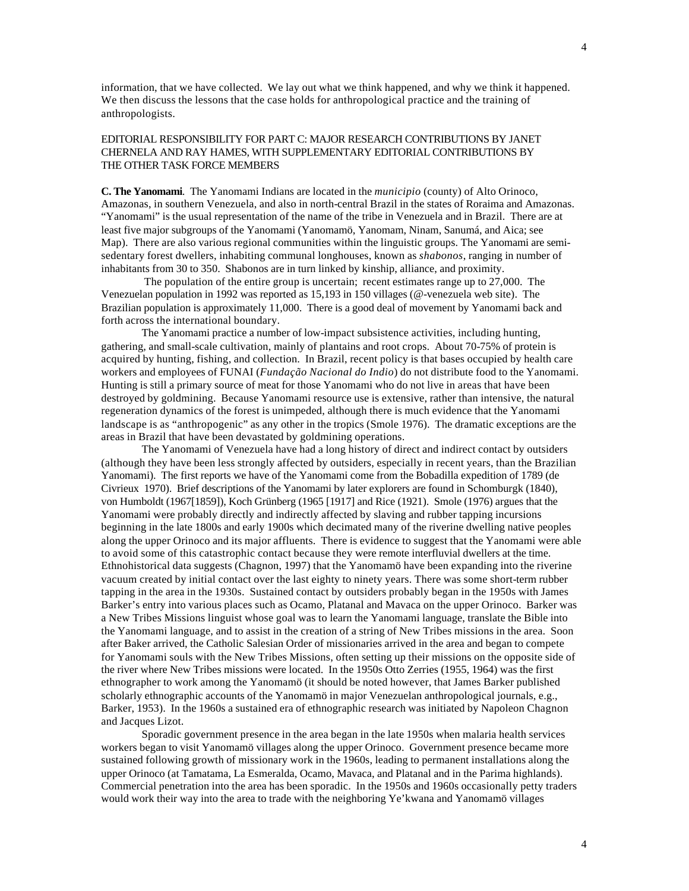information, that we have collected. We lay out what we think happened, and why we think it happened. We then discuss the lessons that the case holds for anthropological practice and the training of anthropologists.

EDITORIAL RESPONSIBILITY FOR PART C: MAJOR RESEARCH CONTRIBUTIONS BY JANET CHERNELA AND RAY HAMES, WITH SUPPLEMENTARY EDITORIAL CONTRIBUTIONS BY THE OTHER TASK FORCE MEMBERS

**C. The Yanomami**. The Yanomami Indians are located in the *municipio* (county) of Alto Orinoco, Amazonas, in southern Venezuela, and also in north-central Brazil in the states of Roraima and Amazonas. "Yanomami" is the usual representation of the name of the tribe in Venezuela and in Brazil. There are at least five major subgroups of the Yanomami (Yanomamö, Yanomam, Ninam, Sanumá, and Aica; see Map). There are also various regional communities within the linguistic groups. The Yanomami are semi-sedentary forest dwellers, inhabiting communal longhouses, known as *shabonos*, ranging in number of inhabitants from 30 to 350. Shabonos are in turn linked by kinship, alliance, and proximity.

The population of the entire group is uncertain; recent estimates range up to 27,000. The Venezuelan population in 1992 was reported as 15,193 in 150 villages (@-venezuela web site). The Brazilian population is approximately 11,000. There is a good deal of movement by Yanomami back and forth across the international boundary.

The Yanomami practice a number of low-impact subsistence activities, including hunting, gathering, and small-scale cultivation, mainly of plantains and root crops. About 70-75% of protein is acquired by hunting, fishing, and collection. In Brazil, recent policy is that bases occupied by health care workers and employees of FUNAI (*Fundação Nacional do Indio*) do not distribute food to the Yanomami. Hunting is still a primary source of meat for those Yanomami who do not live in areas that have been destroyed by goldmining. Because Yanomami resource use is extensive, rather than intensive, the natural regeneration dynamics of the forest is unimpeded, although there is much evidence that the Yanomami landscape is as "anthropogenic" as any other in the tropics (Smole 1976). The dramatic exceptions are the areas in Brazil that have been devastated by goldmining operations.

The Yanomami of Venezuela have had a long history of direct and indirect contact by outsiders (although they have been less strongly affected by outsiders, especially in recent years, than the Brazilian Yanomami). The first reports we have of the Yanomami come from the Bobadilla expedition of 1789 (de Civrieux 1970). Brief descriptions of the Yanomami by later explorers are found in Schomburgk (1840), von Humboldt (1967[1859]), Koch Grünberg (1965 [1917] and Rice (1921). Smole (1976) argues that the Yanomami were probably directly and indirectly affected by slaving and rubber tapping incursions beginning in the late 1800s and early 1900s which decimated many of the riverine dwelling native peoples along the upper Orinoco and its major affluents. There is evidence to suggest that the Yanomami were able to avoid some of this catastrophic contact because they were remote interfluvial dwellers at the time. Ethnohistorical data suggests (Chagnon, 1997) that the Yanomamö have been expanding into the riverine vacuum created by initial contact over the last eighty to ninety years. There was some short-term rubber tapping in the area in the 1930s. Sustained contact by outsiders probably began in the 1950s with James Barker's entry into various places such as Ocamo, Platanal and Mavaca on the upper Orinoco. Barker was a New Tribes Missions linguist whose goal was to learn the Yanomami language, translate the Bible into the Yanomami language, and to assist in the creation of a string of New Tribes missions in the area. Soon after Baker arrived, the Catholic Salesian Order of missionaries arrived in the area and began to compete for Yanomami souls with the New Tribes Missions, often setting up their missions on the opposite side of the river where New Tribes missions were located. In the 1950s Otto Zerries (1955, 1964) was the first ethnographer to work among the Yanomamö (it should be noted however, that James Barker published scholarly ethnographic accounts of the Yanomamö in major Venezuelan anthropological journals, e.g., Barker, 1953). In the 1960s a sustained era of ethnographic research was initiated by Napoleon Chagnon and Jacques Lizot.

Sporadic government presence in the area began in the late 1950s when malaria health services workers began to visit Yanomamö villages along the upper Orinoco. Government presence became more sustained following growth of missionary work in the 1960s, leading to permanent installations along the upper Orinoco (at Tamatama, La Esmeralda, Ocamo, Mavaca, and Platanal and in the Parima highlands). Commercial penetration into the area has been sporadic. In the 1950s and 1960s occasionally petty traders would work their way into the area to trade with the neighboring Ye'kwana and Yanomamö villages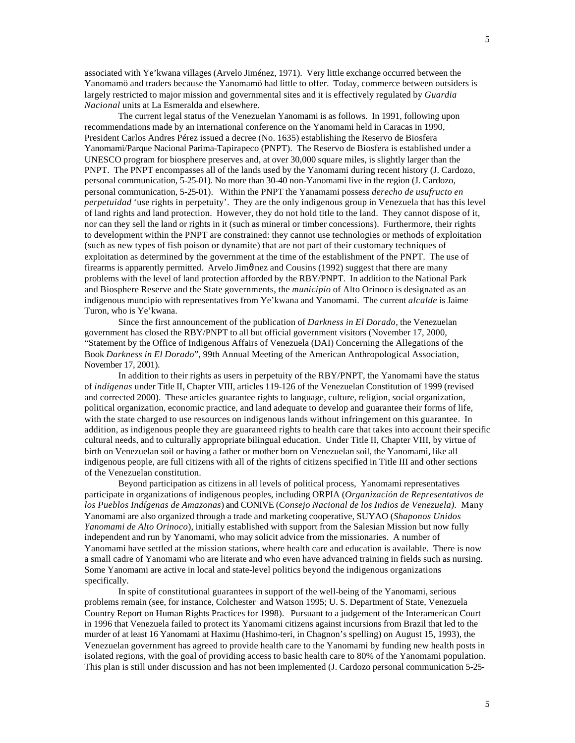associated with Ye'kwana villages (Arvelo Jiménez, 1971). Very little exchange occurred between the Yanomamö and traders because the Yanomamö had little to offer. Today, commerce between outsiders is largely restricted to major mission and governmental sites and it is effectively regulated by *Guardia Nacional* units at La Esmeralda and elsewhere.

The current legal status of the Venezuelan Yanomami is as follows. In 1991, following upon recommendations made by an international conference on the Yanomami held in Caracas in 1990, President Carlos Andres Pérez issued a decree (No. 1635) establishing the Reservo de Biosfera Yanomami/Parque Nacional Parima-Tapirapeco (PNPT). The Reservo de Biosfera is established under a UNESCO program for biosphere preserves and, at over 30,000 square miles, is slightly larger than the PNPT. The PNPT encompasses all of the lands used by the Yanomami during recent history (J. Cardozo, personal communication, 5-25-01). No more than 30-40 non-Yanomami live in the region (J. Cardozo, personal communication, 5-25-01). Within the PNPT the Yanamami possess *derecho de usufructo en perpetuidad* 'use rights in perpetuity'. They are the only indigenous group in Venezuela that has this level of land rights and land protection. However, they do not hold title to the land. They cannot dispose of it, nor can they sell the land or rights in it (such as mineral or timber concessions). Furthermore, their rights to development within the PNPT are constrained: they cannot use technologies or methods of exploitation (such as new types of fish poison or dynamite) that are not part of their customary techniques of exploitation as determined by the government at the time of the establishment of the PNPT. The use of firearms is apparently permitted. Arvelo Jiménez and Cousins (1992) suggest that there are many problems with the level of land protection afforded by the RBY/PNPT. In addition to the National Park and Biosphere Reserve and the State governments, the *municipio* of Alto Orinoco is designated as an indigenous muncipio with representatives from Ye'kwana and Yanomami. The current *alcalde* is Jaime Turon, who is Ye'kwana.

Since the first announcement of the publication of *Darkness in El Dorado*, the Venezuelan government has closed the RBY/PNPT to all but official government visitors (November 17, 2000, "Statement by the Office of Indigenous Affairs of Venezuela (DAI) Concerning the Allegations of the Book *Darkness in El Dorado*", 99th Annual Meeting of the American Anthropological Association, November 17, 2001).

In addition to their rights as users in perpetuity of the RBY/PNPT, the Yanomami have the status of *indígenas* under Title II, Chapter VIII, articles 119-126 of the Venezuelan Constitution of 1999 (revised and corrected 2000). These articles guarantee rights to language, culture, religion, social organization, political organization, economic practice, and land adequate to develop and guarantee their forms of life, with the state charged to use resources on indigenous lands without infringement on this guarantee. In addition, as indigenous people they are guaranteed rights to health care that takes into account their specific cultural needs, and to culturally appropriate bilingual education. Under Title II, Chapter VIII, by virtue of birth on Venezuelan soil or having a father or mother born on Venezuelan soil, the Yanomami, like all indigenous people, are full citizens with all of the rights of citizens specified in Title III and other sections of the Venezuelan constitution.

Beyond participation as citizens in all levels of political process, Yanomami representatives participate in organizations of indigenous peoples, including ORPIA (*Organización de Representativos de los Pueblos Indígenas de Amazonas*) and CONIVE (*Consejo Nacional de los Indios de Venezuela)*. Many Yanomami are also organized through a trade and marketing cooperative, SUYAO (*Shaponos Unidos Yanomami de Alto Orinoco*), initially established with support from the Salesian Mission but now fully independent and run by Yanomami, who may solicit advice from the missionaries. A number of Yanomami have settled at the mission stations, where health care and education is available. There is now a small cadre of Yanomami who are literate and who even have advanced training in fields such as nursing. Some Yanomami are active in local and state-level politics beyond the indigenous organizations specifically.

In spite of constitutional guarantees in support of the well-being of the Yanomami, serious problems remain (see, for instance, Colchester and Watson 1995; U. S. Department of State, Venezuela Country Report on Human Rights Practices for 1998). Pursuant to a judgement of the Interamerican Court in 1996 that Venezuela failed to protect its Yanomami citizens against incursions from Brazil that led to the murder of at least 16 Yanomami at Haximu (Hashimo-teri, in Chagnon's spelling) on August 15, 1993), the Venezuelan government has agreed to provide health care to the Yanomami by funding new health posts in isolated regions, with the goal of providing access to basic health care to 80% of the Yanomami population. This plan is still under discussion and has not been implemented (J. Cardozo personal communication 5-25-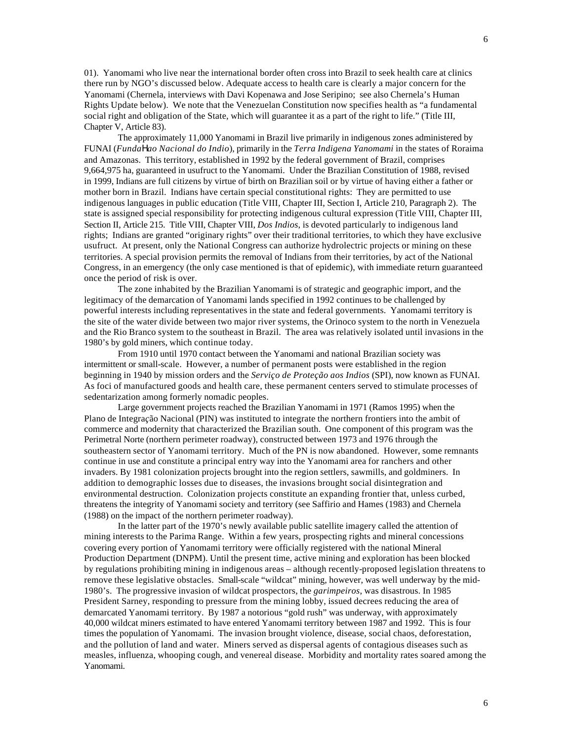01). Yanomami who live near the international border often cross into Brazil to seek health care at clinics there run by NGO's discussed below. Adequate access to health care is clearly a major concern for the Yanomami (Chernela, interviews with Davi Kopenawa and Jose Seripino; see also Chernela's Human Rights Update below). We note that the Venezuelan Constitution now specifies health as "a fundamental social right and obligation of the State, which will guarantee it as a part of the right to life." (Title III, Chapter V, Article 83).

The approximately 11,000 Yanomami in Brazil live primarily in indigenous zones administered by FUNAI (*FundaHao Nacional do Indio*), primarily in the *Terra Indigena Yanomami* in the states of Roraima and Amazonas. This territory, established in 1992 by the federal government of Brazil, comprises 9,664,975 ha, guaranteed in usufruct to the Yanomami. Under the Brazilian Constitution of 1988, revised in 1999, Indians are full citizens by virtue of birth on Brazilian soil or by virtue of having either a father or mother born in Brazil. Indians have certain special constitutional rights: They are permitted to use indigenous languages in public education (Title VIII, Chapter III, Section I, Article 210, Paragraph 2). The state is assigned special responsibility for protecting indigenous cultural expression (Title VIII, Chapter III, Section II, Article 215. Title VIII, Chapter VIII, *Dos Indios*, is devoted particularly to indigenous land rights; Indians are granted "originary rights" over their traditional territories, to which they have exclusive usufruct. At present, only the National Congress can authorize hydrolectric projects or mining on these territories. A special provision permits the removal of Indians from their territories, by act of the National Congress, in an emergency (the only case mentioned is that of epidemic), with immediate return guaranteed once the period of risk is over.

The zone inhabited by the Brazilian Yanomami is of strategic and geographic import, and the legitimacy of the demarcation of Yanomami lands specified in 1992 continues to be challenged by powerful interests including representatives in the state and federal governments. Yanomami territory is the site of the water divide between two major river systems, the Orinoco system to the north in Venezuela and the Rio Branco system to the southeast in Brazil. The area was relatively isolated until invasions in the 1980's by gold miners, which continue today.

From 1910 until 1970 contact between the Yanomami and national Brazilian society was intermittent or small-scale. However, a number of permanent posts were established in the region beginning in 1940 by mission orders and the *Serviço de Proteção aos Indios* (SPI), now known as FUNAI. As foci of manufactured goods and health care, these permanent centers served to stimulate processes of sedentarization among formerly nomadic peoples.

Large government projects reached the Brazilian Yanomami in 1971 (Ramos 1995) when the Plano de Integração Nacional (PIN) was instituted to integrate the northern frontiers into the ambit of commerce and modernity that characterized the Brazilian south. One component of this program was the Perimetral Norte (northern perimeter roadway), constructed between 1973 and 1976 through the southeastern sector of Yanomami territory. Much of the PN is now abandoned. However, some remnants continue in use and constitute a principal entry way into the Yanomami area for ranchers and other invaders. By 1981 colonization projects brought into the region settlers, sawmills, and goldminers. In addition to demographic losses due to diseases, the invasions brought social disintegration and environmental destruction. Colonization projects constitute an expanding frontier that, unless curbed, threatens the integrity of Yanomami society and territory (see Saffirio and Hames (1983) and Chernela (1988) on the impact of the northern perimeter roadway).

In the latter part of the 1970's newly available public satellite imagery called the attention of mining interests to the Parima Range. Within a few years, prospecting rights and mineral concessions covering every portion of Yanomami territory were officially registered with the national Mineral Production Department (DNPM). Until the present time, active mining and exploration has been blocked by regulations prohibiting mining in indigenous areas – although recently-proposed legislation threatens to remove these legislative obstacles. Small-scale "wildcat" mining, however, was well underway by the mid-1980's. The progressive invasion of wildcat prospectors, the *garimpeiros*, was disastrous. In 1985 President Sarney, responding to pressure from the mining lobby, issued decrees reducing the area of demarcated Yanomami territory. By 1987 a notorious "gold rush" was underway, with approximately 40,000 wildcat miners estimated to have entered Yanomami territory between 1987 and 1992. This is four times the population of Yanomami. The invasion brought violence, disease, social chaos, deforestation, and the pollution of land and water. Miners served as dispersal agents of contagious diseases such as measles, influenza, whooping cough, and venereal disease. Morbidity and mortality rates soared among the Yanomami.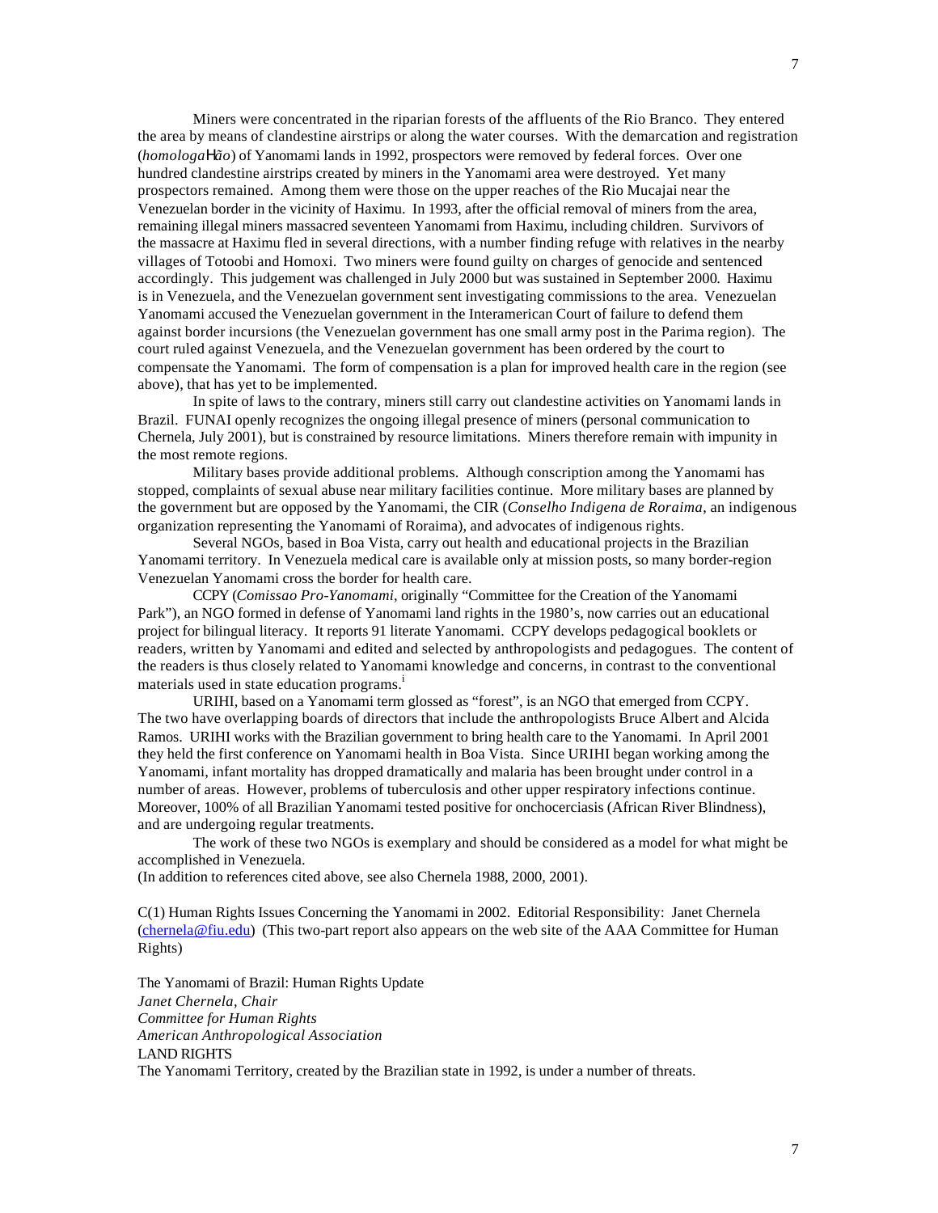Miners were concentrated in the riparian forests of the affluents of the Rio Branco. They entered the area by means of clandestine airstrips or along the water courses. With the demarcation and registration (*homologaHão*) of Yanomami lands in 1992, prospectors were removed by federal forces. Over one hundred clandestine airstrips created by miners in the Yanomami area were destroyed. Yet many prospectors remained. Among them were those on the upper reaches of the Rio Mucajai near the Venezuelan border in the vicinity of Haximu. In 1993, after the official removal of miners from the area, remaining illegal miners massacred seventeen Yanomami from Haximu, including children. Survivors of the massacre at Haximu fled in several directions, with a number finding refuge with relatives in the nearby villages of Totoobi and Homoxi. Two miners were found guilty on charges of genocide and sentenced accordingly. This judgement was challenged in July 2000 but was sustained in September 2000. Haximu is in Venezuela, and the Venezuelan government sent investigating commissions to the area. Venezuelan Yanomami accused the Venezuelan government in the Interamerican Court of failure to defend them against border incursions (the Venezuelan government has one small army post in the Parima region). The court ruled against Venezuela, and the Venezuelan government has been ordered by the court to compensate the Yanomami. The form of compensation is a plan for improved health care in the region (see above), that has yet to be implemented.

In spite of laws to the contrary, miners still carry out clandestine activities on Yanomami lands in Brazil. FUNAI openly recognizes the ongoing illegal presence of miners (personal communication to Chernela, July 2001), but is constrained by resource limitations. Miners therefore remain with impunity in the most remote regions.

Military bases provide additional problems. Although conscription among the Yanomami has stopped, complaints of sexual abuse near military facilities continue. More military bases are planned by the government but are opposed by the Yanomami, the CIR (*Conselho Indigena de Roraima*, an indigenous organization representing the Yanomami of Roraima), and advocates of indigenous rights.

Several NGOs, based in Boa Vista, carry out health and educational projects in the Brazilian Yanomami territory. In Venezuela medical care is available only at mission posts, so many border-region Venezuelan Yanomami cross the border for health care.

CCPY (*Comissao Pro-Yanomami*, originally "Committee for the Creation of the Yanomami Park"), an NGO formed in defense of Yanomami land rights in the 1980's, now carries out an educational project for bilingual literacy. It reports 91 literate Yanomami. CCPY develops pedagogical booklets or readers, written by Yanomami and edited and selected by anthropologists and pedagogues. The content of the readers is thus closely related to Yanomami knowledge and concerns, in contrast to the conventional materials used in state education programs.[i]

URIHI, based on a Yanomami term glossed as "forest", is an NGO that emerged from CCPY. The two have overlapping boards of directors that include the anthropologists Bruce Albert and Alcida Ramos. URIHI works with the Brazilian government to bring health care to the Yanomami. In April 2001 they held the first conference on Yanomami health in Boa Vista. Since URIHI began working among the Yanomami, infant mortality has dropped dramatically and malaria has been brought under control in a number of areas. However, problems of tuberculosis and other upper respiratory infections continue. Moreover, 100% of all Brazilian Yanomami tested positive for onchocerciasis (African River Blindness), and are undergoing regular treatments.

The work of these two NGOs is exemplary and should be considered as a model for what might be accomplished in Venezuela.

(In addition to references cited above, see also Chernela 1988, 2000, 2001).

C(1) Human Rights Issues Concerning the Yanomami in 2002. Editorial Responsibility: Janet Chernela (chernela@fiu.edu) (This two-part report also appears on the web site of the AAA Committee for Human Rights)

The Yanomami of Brazil: Human Rights Update
*Janet Chernela, Chair*
*Committee for Human Rights*
*American Anthropological Association*

LAND RIGHTS

The Yanomami Territory, created by the Brazilian state in 1992, is under a number of threats.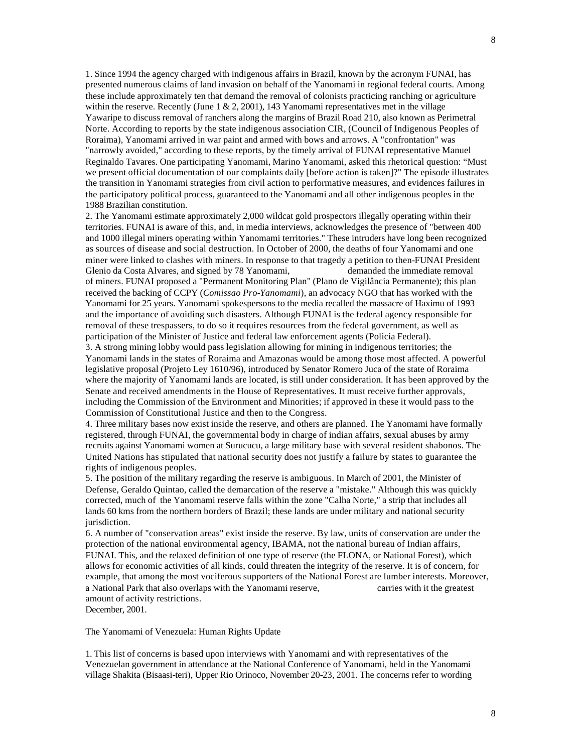1. Since 1994 the agency charged with indigenous affairs in Brazil, known by the acronym FUNAI, has presented numerous claims of land invasion on behalf of the Yanomami in regional federal courts. Among these include approximately ten that demand the removal of colonists practicing ranching or agriculture within the reserve. Recently (June 1 & 2, 2001), 143 Yanomami representatives met in the village Yawaripe to discuss removal of ranchers along the margins of Brazil Road 210, also known as Perimetral Norte. According to reports by the state indigenous association CIR, (Council of Indigenous Peoples of Roraima), Yanomami arrived in war paint and armed with bows and arrows. A "confrontation" was "narrowly avoided," according to these reports, by the timely arrival of FUNAI representative Manuel Reginaldo Tavares. One participating Yanomami, Marino Yanomami, asked this rhetorical question: "Must we present official documentation of our complaints daily [before action is taken]?" The episode illustrates the transition in Yanomami strategies from civil action to performative measures, and evidences failures in the participatory political process, guaranteed to the Yanomami and all other indigenous peoples in the 1988 Brazilian constitution.

2. The Yanomami estimate approximately 2,000 wildcat gold prospectors illegally operating within their territories. FUNAI is aware of this, and, in media interviews, acknowledges the presence of "between 400 and 1000 illegal miners operating within Yanomami territories." These intruders have long been recognized as sources of disease and social destruction. In October of 2000, the deaths of four Yanomami and one miner were linked to clashes with miners. In response to that tragedy a petition to then-FUNAI President Glenio da Costa Alvares, and signed by 78 Yanomami, demanded the immediate removal of miners. FUNAI proposed a "Permanent Monitoring Plan" (Plano de Vigilância Permanente); this plan received the backing of CCPY (*Comissao Pro-Yanomami*), an advocacy NGO that has worked with the Yanomami for 25 years. Yanomami spokespersons to the media recalled the massacre of Haximu of 1993 and the importance of avoiding such disasters. Although FUNAI is the federal agency responsible for removal of these trespassers, to do so it requires resources from the federal government, as well as participation of the Minister of Justice and federal law enforcement agents (Policia Federal).

3. A strong mining lobby would pass legislation allowing for mining in indigenous territories; the Yanomami lands in the states of Roraima and Amazonas would be among those most affected. A powerful legislative proposal (Projeto Ley 1610/96), introduced by Senator Romero Juca of the state of Roraima where the majority of Yanomami lands are located, is still under consideration. It has been approved by the Senate and received amendments in the House of Representatives. It must receive further approvals, including the Commission of the Environment and Minorities; if approved in these it would pass to the Commission of Constitutional Justice and then to the Congress.

4. Three military bases now exist inside the reserve, and others are planned. The Yanomami have formally registered, through FUNAI, the governmental body in charge of indian affairs, sexual abuses by army recruits against Yanomami women at Surucucu, a large military base with several resident shabonos. The United Nations has stipulated that national security does not justify a failure by states to guarantee the rights of indigenous peoples.

5. The position of the military regarding the reserve is ambiguous. In March of 2001, the Minister of Defense, Geraldo Quintao, called the demarcation of the reserve a "mistake." Although this was quickly corrected, much of the Yanomami reserve falls within the zone "Calha Norte," a strip that includes all lands 60 kms from the northern borders of Brazil; these lands are under military and national security jurisdiction.

6. A number of "conservation areas" exist inside the reserve. By law, units of conservation are under the protection of the national environmental agency, IBAMA, not the national bureau of Indian affairs, FUNAI. This, and the relaxed definition of one type of reserve (the FLONA, or National Forest), which allows for economic activities of all kinds, could threaten the integrity of the reserve. It is of concern, for example, that among the most vociferous supporters of the National Forest are lumber interests. Moreover, a National Park that also overlaps with the Yanomami reserve, carries with it the greatest amount of activity restrictions.

December, 2001.

The Yanomami of Venezuela: Human Rights Update

1. This list of concerns is based upon interviews with Yanomami and with representatives of the Venezuelan government in attendance at the National Conference of Yanomami, held in the Yanomami village Shakita (Bisaasi-teri), Upper Rio Orinoco, November 20-23, 2001. The concerns refer to wording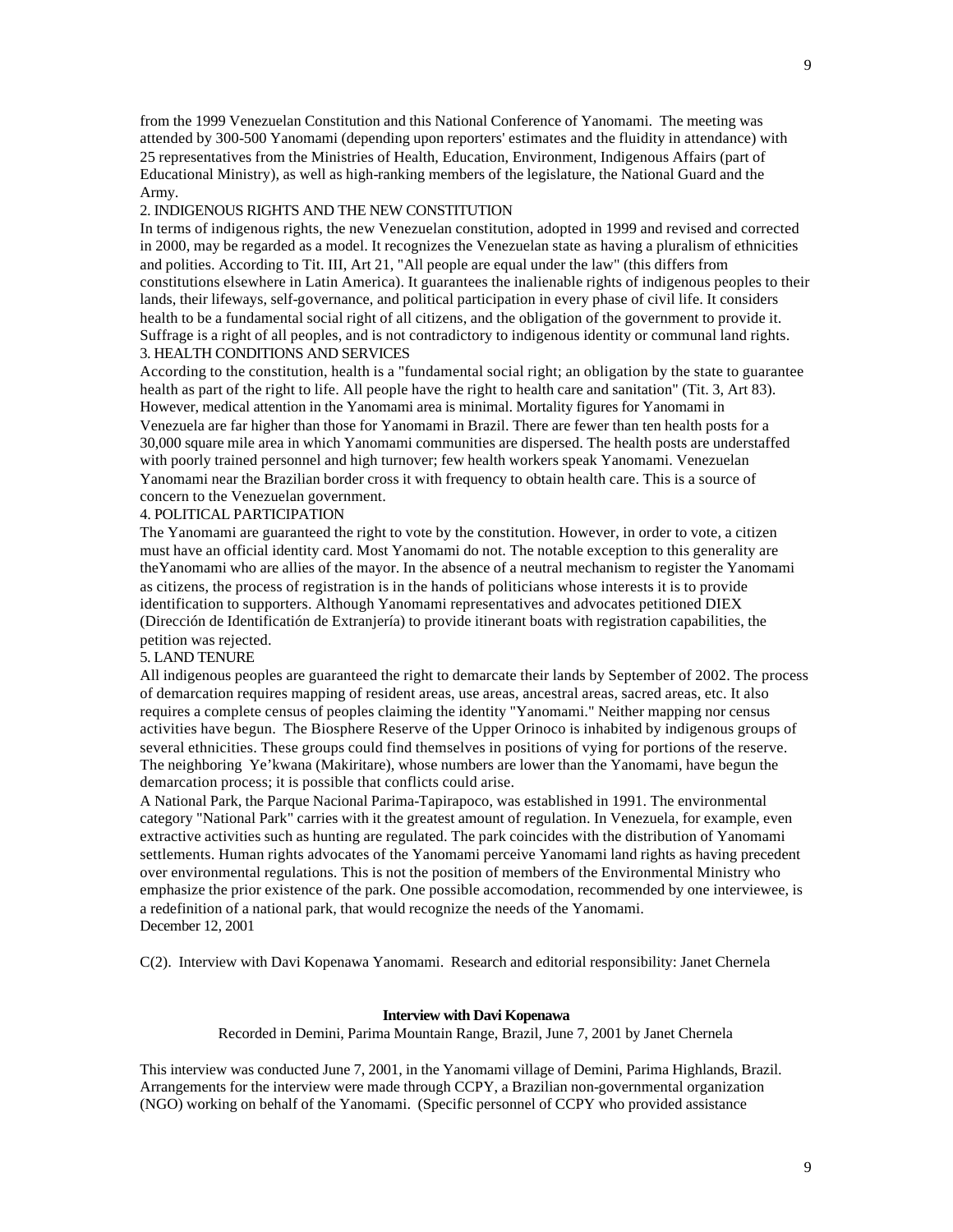from the 1999 Venezuelan Constitution and this National Conference of Yanomami. The meeting was attended by 300-500 Yanomami (depending upon reporters' estimates and the fluidity in attendance) with 25 representatives from the Ministries of Health, Education, Environment, Indigenous Affairs (part of Educational Ministry), as well as high-ranking members of the legislature, the National Guard and the Army.

2. INDIGENOUS RIGHTS AND THE NEW CONSTITUTION

In terms of indigenous rights, the new Venezuelan constitution, adopted in 1999 and revised and corrected in 2000, may be regarded as a model. It recognizes the Venezuelan state as having a pluralism of ethnicities and polities. According to Tit. III, Art 21, "All people are equal under the law" (this differs from constitutions elsewhere in Latin America). It guarantees the inalienable rights of indigenous peoples to their lands, their lifeways, self-governance, and political participation in every phase of civil life. It considers health to be a fundamental social right of all citizens, and the obligation of the government to provide it. Suffrage is a right of all peoples, and is not contradictory to indigenous identity or communal land rights.

3. HEALTH CONDITIONS AND SERVICES

According to the constitution, health is a "fundamental social right; an obligation by the state to guarantee health as part of the right to life. All people have the right to health care and sanitation" (Tit. 3, Art 83). However, medical attention in the Yanomami area is minimal. Mortality figures for Yanomami in Venezuela are far higher than those for Yanomami in Brazil. There are fewer than ten health posts for a 30,000 square mile area in which Yanomami communities are dispersed. The health posts are understaffed with poorly trained personnel and high turnover; few health workers speak Yanomami. Venezuelan Yanomami near the Brazilian border cross it with frequency to obtain health care. This is a source of concern to the Venezuelan government.

4. POLITICAL PARTICIPATION

The Yanomami are guaranteed the right to vote by the constitution. However, in order to vote, a citizen must have an official identity card. Most Yanomami do not. The notable exception to this generality are theYanomami who are allies of the mayor. In the absence of a neutral mechanism to register the Yanomami as citizens, the process of registration is in the hands of politicians whose interests it is to provide identification to supporters. Although Yanomami representatives and advocates petitioned DIEX (Dirección de Identificatión de Extranjería) to provide itinerant boats with registration capabilities, the petition was rejected.

5. LAND TENURE

All indigenous peoples are guaranteed the right to demarcate their lands by September of 2002. The process of demarcation requires mapping of resident areas, use areas, ancestral areas, sacred areas, etc. It also requires a complete census of peoples claiming the identity "Yanomami." Neither mapping nor census activities have begun. The Biosphere Reserve of the Upper Orinoco is inhabited by indigenous groups of several ethnicities. These groups could find themselves in positions of vying for portions of the reserve. The neighboring Ye'kwana (Makiritare), whose numbers are lower than the Yanomami, have begun the demarcation process; it is possible that conflicts could arise.

A National Park, the Parque Nacional Parima-Tapirapoco, was established in 1991. The environmental category "National Park" carries with it the greatest amount of regulation. In Venezuela, for example, even extractive activities such as hunting are regulated. The park coincides with the distribution of Yanomami settlements. Human rights advocates of the Yanomami perceive Yanomami land rights as having precedent over environmental regulations. This is not the position of members of the Environmental Ministry who emphasize the prior existence of the park. One possible accomodation, recommended by one interviewee, is a redefinition of a national park, that would recognize the needs of the Yanomami.

December 12, 2001

C(2). Interview with Davi Kopenawa Yanomami. Research and editorial responsibility: Janet Chernela

**Interview with Davi Kopenawa**

Recorded in Demini, Parima Mountain Range, Brazil, June 7, 2001 by Janet Chernela

This interview was conducted June 7, 2001, in the Yanomami village of Demini, Parima Highlands, Brazil. Arrangements for the interview were made through CCPY, a Brazilian non-governmental organization (NGO) working on behalf of the Yanomami. (Specific personnel of CCPY who provided assistance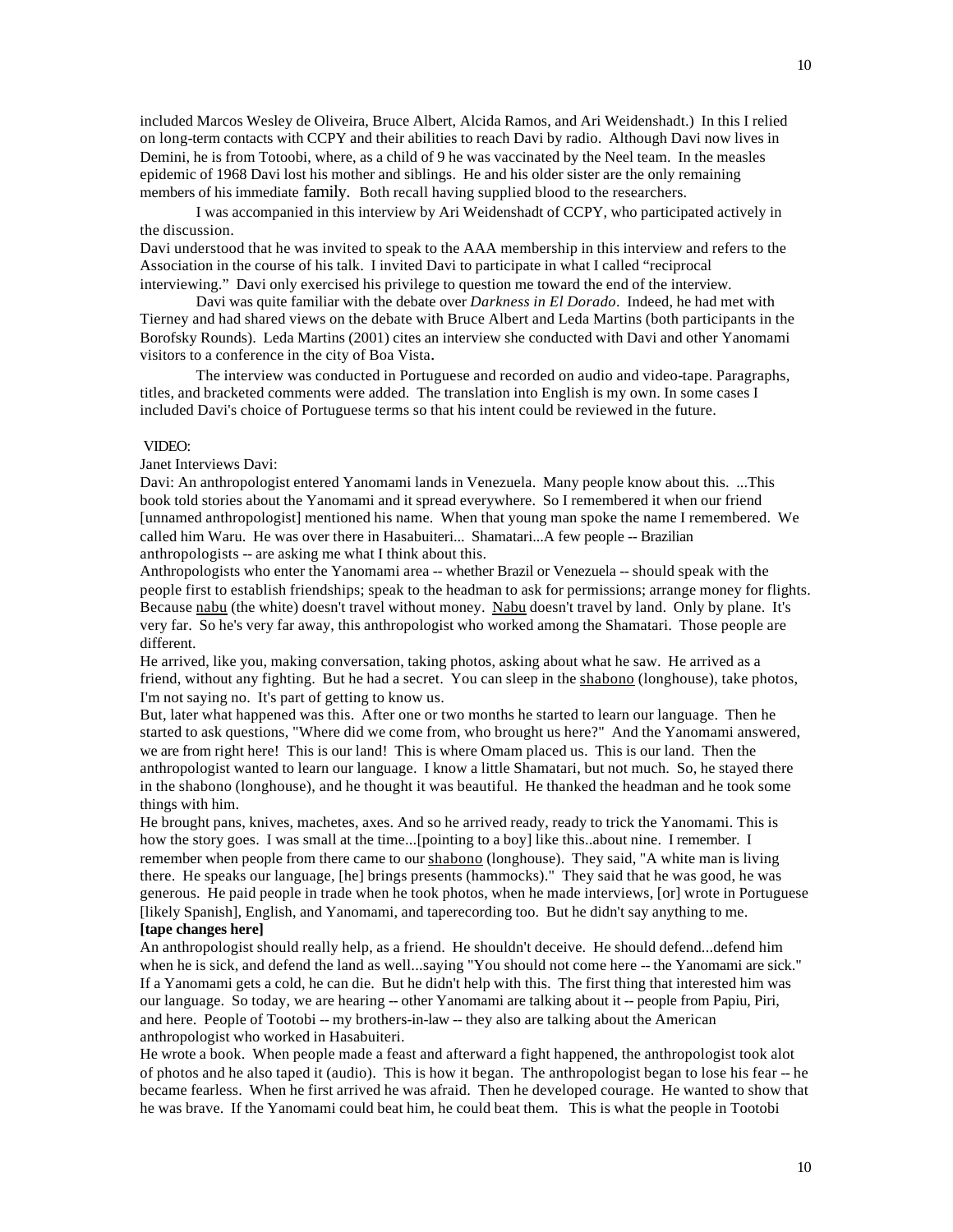included Marcos Wesley de Oliveira, Bruce Albert, Alcida Ramos, and Ari Weidenshadt.) In this I relied on long-term contacts with CCPY and their abilities to reach Davi by radio. Although Davi now lives in Demini, he is from Totoobi, where, as a child of 9 he was vaccinated by the Neel team. In the measles epidemic of 1968 Davi lost his mother and siblings. He and his older sister are the only remaining members of his immediate family. Both recall having supplied blood to the researchers.

I was accompanied in this interview by Ari Weidenshadt of CCPY, who participated actively in the discussion.

Davi understood that he was invited to speak to the AAA membership in this interview and refers to the Association in the course of his talk. I invited Davi to participate in what I called "reciprocal interviewing." Davi only exercised his privilege to question me toward the end of the interview.

Davi was quite familiar with the debate over *Darkness in El Dorado*. Indeed, he had met with Tierney and had shared views on the debate with Bruce Albert and Leda Martins (both participants in the Borofsky Rounds). Leda Martins (2001) cites an interview she conducted with Davi and other Yanomami visitors to a conference in the city of Boa Vista.

The interview was conducted in Portuguese and recorded on audio and video-tape. Paragraphs, titles, and bracketed comments were added. The translation into English is my own. In some cases I included Davi's choice of Portuguese terms so that his intent could be reviewed in the future.

VIDEO:

Janet Interviews Davi:

Davi: An anthropologist entered Yanomami lands in Venezuela. Many people know about this. ...This book told stories about the Yanomami and it spread everywhere. So I remembered it when our friend [unnamed anthropologist] mentioned his name. When that young man spoke the name I remembered. We called him Waru. He was over there in Hasabuiteri... Shamatari...A few people -- Brazilian anthropologists -- are asking me what I think about this.

Anthropologists who enter the Yanomami area -- whether Brazil or Venezuela -- should speak with the people first to establish friendships; speak to the headman to ask for permissions; arrange money for flights. Because <u>nabu</u> (the white) doesn't travel without money. <u>Nabu</u> doesn't travel by land. Only by plane. It's very far. So he's very far away, this anthropologist who worked among the Shamatari. Those people are different.

He arrived, like you, making conversation, taking photos, asking about what he saw. He arrived as a friend, without any fighting. But he had a secret. You can sleep in the <u>shabono</u> (longhouse), take photos, I'm not saying no. It's part of getting to know us.

But, later what happened was this. After one or two months he started to learn our language. Then he started to ask questions, "Where did we come from, who brought us here?" And the Yanomami answered, we are from right here! This is our land! This is where Omam placed us. This is our land. Then the anthropologist wanted to learn our language. I know a little Shamatari, but not much. So, he stayed there in the shabono (longhouse), and he thought it was beautiful. He thanked the headman and he took some things with him.

He brought pans, knives, machetes, axes. And so he arrived ready, ready to trick the Yanomami. This is how the story goes. I was small at the time...[pointing to a boy] like this..about nine. I remember. I remember when people from there came to our <u>shabono</u> (longhouse). They said, "A white man is living there. He speaks our language, [he] brings presents (hammocks)." They said that he was good, he was generous. He paid people in trade when he took photos, when he made interviews, [or] wrote in Portuguese [likely Spanish], English, and Yanomami, and taperecording too. But he didn't say anything to me.

**[tape changes here]**

An anthropologist should really help, as a friend. He shouldn't deceive. He should defend...defend him when he is sick, and defend the land as well...saying "You should not come here -- the Yanomami are sick." If a Yanomami gets a cold, he can die. But he didn't help with this. The first thing that interested him was our language. So today, we are hearing -- other Yanomami are talking about it -- people from Papiu, Piri, and here. People of Tootobi -- my brothers-in-law -- they also are talking about the American anthropologist who worked in Hasabuiteri.

He wrote a book. When people made a feast and afterward a fight happened, the anthropologist took alot of photos and he also taped it (audio). This is how it began. The anthropologist began to lose his fear -- he became fearless. When he first arrived he was afraid. Then he developed courage. He wanted to show that he was brave. If the Yanomami could beat him, he could beat them. This is what the people in Tootobi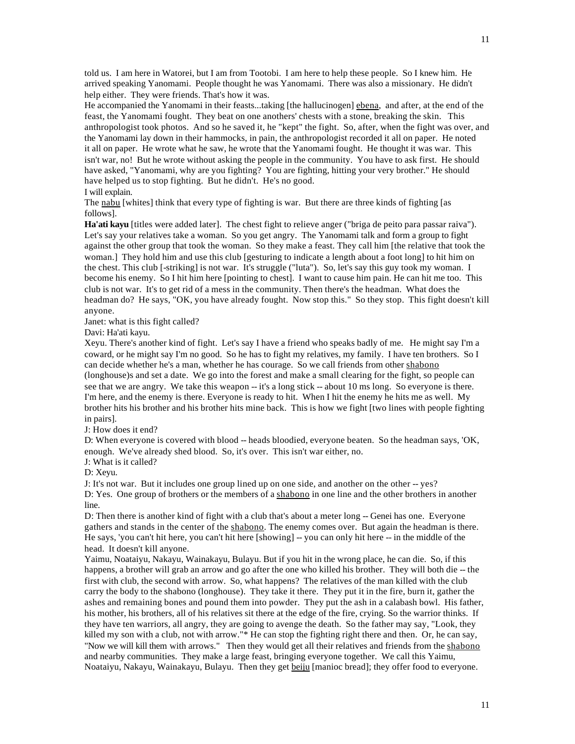told us. I am here in Watorei, but I am from Tootobi. I am here to help these people. So I knew him. He arrived speaking Yanomami. People thought he was Yanomami. There was also a missionary. He didn't help either. They were friends. That's how it was.

He accompanied the Yanomami in their feasts...taking [the hallucinogen] ebena, and after, at the end of the feast, the Yanomami fought. They beat on one anothers' chests with a stone, breaking the skin. This anthropologist took photos. And so he saved it, he "kept" the fight. So, after, when the fight was over, and the Yanomami lay down in their hammocks, in pain, the anthropologist recorded it all on paper. He noted it all on paper. He wrote what he saw, he wrote that the Yanomami fought. He thought it was war. This isn't war, no! But he wrote without asking the people in the community. You have to ask first. He should have asked, "Yanomami, why are you fighting? You are fighting, hitting your very brother." He should have helped us to stop fighting. But he didn't. He's no good.

I will explain.

The nabu [whites] think that every type of fighting is war. But there are three kinds of fighting [as follows].

**Ha'ati kayu** [titles were added later]. The chest fight to relieve anger ("briga de peito para passar raiva"). Let's say your relatives take a woman. So you get angry. The Yanomami talk and form a group to fight against the other group that took the woman. So they make a feast. They call him [the relative that took the woman.] They hold him and use this club [gesturing to indicate a length about a foot long] to hit him on the chest. This club [-striking] is not war. It's struggle ("luta"). So, let's say this guy took my woman. I become his enemy. So I hit him here [pointing to chest]. I want to cause him pain. He can hit me too. This club is not war. It's to get rid of a mess in the community. Then there's the headman. What does the headman do? He says, "OK, you have already fought. Now stop this." So they stop. This fight doesn't kill anyone.

Janet: what is this fight called?

Davi: Ha'ati kayu.

Xeyu. There's another kind of fight. Let's say I have a friend who speaks badly of me. He might say I'm a coward, or he might say I'm no good. So he has to fight my relatives, my family. I have ten brothers. So I can decide whether he's a man, whether he has courage. So we call friends from other shabono (longhouse)s and set a date. We go into the forest and make a small clearing for the fight, so people can see that we are angry. We take this weapon -- it's a long stick -- about 10 ms long. So everyone is there. I'm here, and the enemy is there. Everyone is ready to hit. When I hit the enemy he hits me as well. My brother hits his brother and his brother hits mine back. This is how we fight [two lines with people fighting in pairs].

J: How does it end?

D: When everyone is covered with blood -- heads bloodied, everyone beaten. So the headman says, 'OK, enough. We've already shed blood. So, it's over. This isn't war either, no.

J: What is it called?

D: Xeyu.

J: It's not war. But it includes one group lined up on one side, and another on the other -- yes?

D: Yes. One group of brothers or the members of a shabono in one line and the other brothers in another line.

D: Then there is another kind of fight with a club that's about a meter long -- Genei has one. Everyone gathers and stands in the center of the shabono. The enemy comes over. But again the headman is there. He says, 'you can't hit here, you can't hit here [showing] -- you can only hit here -- in the middle of the head. It doesn't kill anyone.

Yaimu, Noataiyu, Nakayu, Wainakayu, Bulayu. But if you hit in the wrong place, he can die. So, if this happens, a brother will grab an arrow and go after the one who killed his brother. They will both die -- the first with club, the second with arrow. So, what happens? The relatives of the man killed with the club carry the body to the shabono (longhouse). They take it there. They put it in the fire, burn it, gather the ashes and remaining bones and pound them into powder. They put the ash in a calabash bowl. His father, his mother, his brothers, all of his relatives sit there at the edge of the fire, crying. So the warrior thinks. If they have ten warriors, all angry, they are going to avenge the death. So the father may say, "Look, they killed my son with a club, not with arrow."* He can stop the fighting right there and then. Or, he can say, "Now we will kill them with arrows." Then they would get all their relatives and friends from the shabono and nearby communities. They make a large feast, bringing everyone together. We call this Yaimu, Noataiyu, Nakayu, Wainakayu, Bulayu. Then they get beiju [manioc bread]; they offer food to everyone.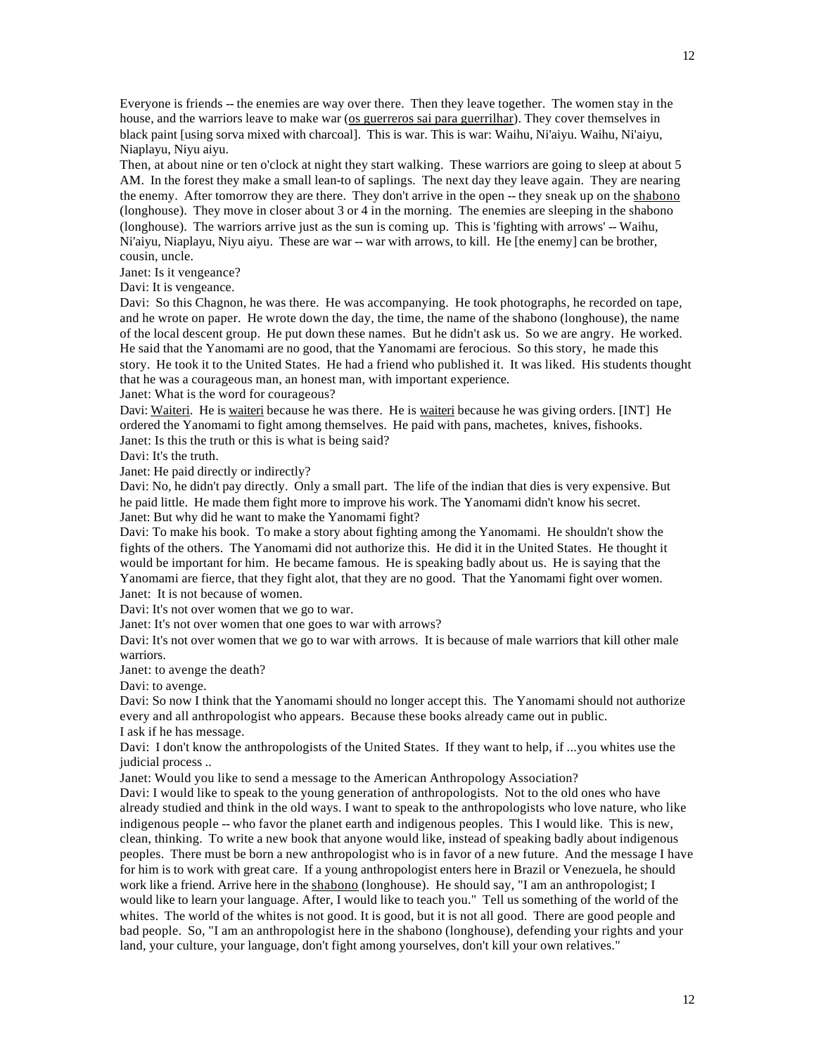Everyone is friends -- the enemies are way over there. Then they leave together. The women stay in the house, and the warriors leave to make war (os guerreros sai para guerrilhar). They cover themselves in black paint [using sorva mixed with charcoal]. This is war. This is war: Waihu, Ni'aiyu. Waihu, Ni'aiyu, Niaplayu, Niyu aiyu.

Then, at about nine or ten o'clock at night they start walking. These warriors are going to sleep at about 5 AM. In the forest they make a small lean-to of saplings. The next day they leave again. They are nearing the enemy. After tomorrow they are there. They don't arrive in the open -- they sneak up on the shabono (longhouse). They move in closer about 3 or 4 in the morning. The enemies are sleeping in the shabono (longhouse). The warriors arrive just as the sun is coming up. This is 'fighting with arrows' -- Waihu, Ni'aiyu, Niaplayu, Niyu aiyu. These are war -- war with arrows, to kill. He [the enemy] can be brother, cousin, uncle.

Janet: Is it vengeance?

Davi: It is vengeance.

Davi: So this Chagnon, he was there. He was accompanying. He took photographs, he recorded on tape, and he wrote on paper. He wrote down the day, the time, the name of the shabono (longhouse), the name of the local descent group. He put down these names. But he didn't ask us. So we are angry. He worked. He said that the Yanomami are no good, that the Yanomami are ferocious. So this story, he made this story. He took it to the United States. He had a friend who published it. It was liked. His students thought that he was a courageous man, an honest man, with important experience.

Janet: What is the word for courageous?

Davi: Waiteri. He is waiteri because he was there. He is waiteri because he was giving orders. [INT] He ordered the Yanomami to fight among themselves. He paid with pans, machetes, knives, fishooks.

Janet: Is this the truth or this is what is being said?

Davi: It's the truth.

Janet: He paid directly or indirectly?

Davi: No, he didn't pay directly. Only a small part. The life of the indian that dies is very expensive. But he paid little. He made them fight more to improve his work. The Yanomami didn't know his secret.

Janet: But why did he want to make the Yanomami fight?

Davi: To make his book. To make a story about fighting among the Yanomami. He shouldn't show the fights of the others. The Yanomami did not authorize this. He did it in the United States. He thought it would be important for him. He became famous. He is speaking badly about us. He is saying that the Yanomami are fierce, that they fight alot, that they are no good. That the Yanomami fight over women.

Janet: It is not because of women.

Davi: It's not over women that we go to war.

Janet: It's not over women that one goes to war with arrows?

Davi: It's not over women that we go to war with arrows. It is because of male warriors that kill other male warriors.

Janet: to avenge the death?

Davi: to avenge.

Davi: So now I think that the Yanomami should no longer accept this. The Yanomami should not authorize every and all anthropologist who appears. Because these books already came out in public.

I ask if he has message.

Davi: I don't know the anthropologists of the United States. If they want to help, if ...you whites use the judicial process ..

Janet: Would you like to send a message to the American Anthropology Association?

Davi: I would like to speak to the young generation of anthropologists. Not to the old ones who have already studied and think in the old ways. I want to speak to the anthropologists who love nature, who like indigenous people -- who favor the planet earth and indigenous peoples. This I would like. This is new, clean, thinking. To write a new book that anyone would like, instead of speaking badly about indigenous peoples. There must be born a new anthropologist who is in favor of a new future. And the message I have for him is to work with great care. If a young anthropologist enters here in Brazil or Venezuela, he should work like a friend. Arrive here in the shabono (longhouse). He should say, "I am an anthropologist; I would like to learn your language. After, I would like to teach you." Tell us something of the world of the whites. The world of the whites is not good. It is good, but it is not all good. There are good people and bad people. So, "I am an anthropologist here in the shabono (longhouse), defending your rights and your land, your culture, your language, don't fight among yourselves, don't kill your own relatives."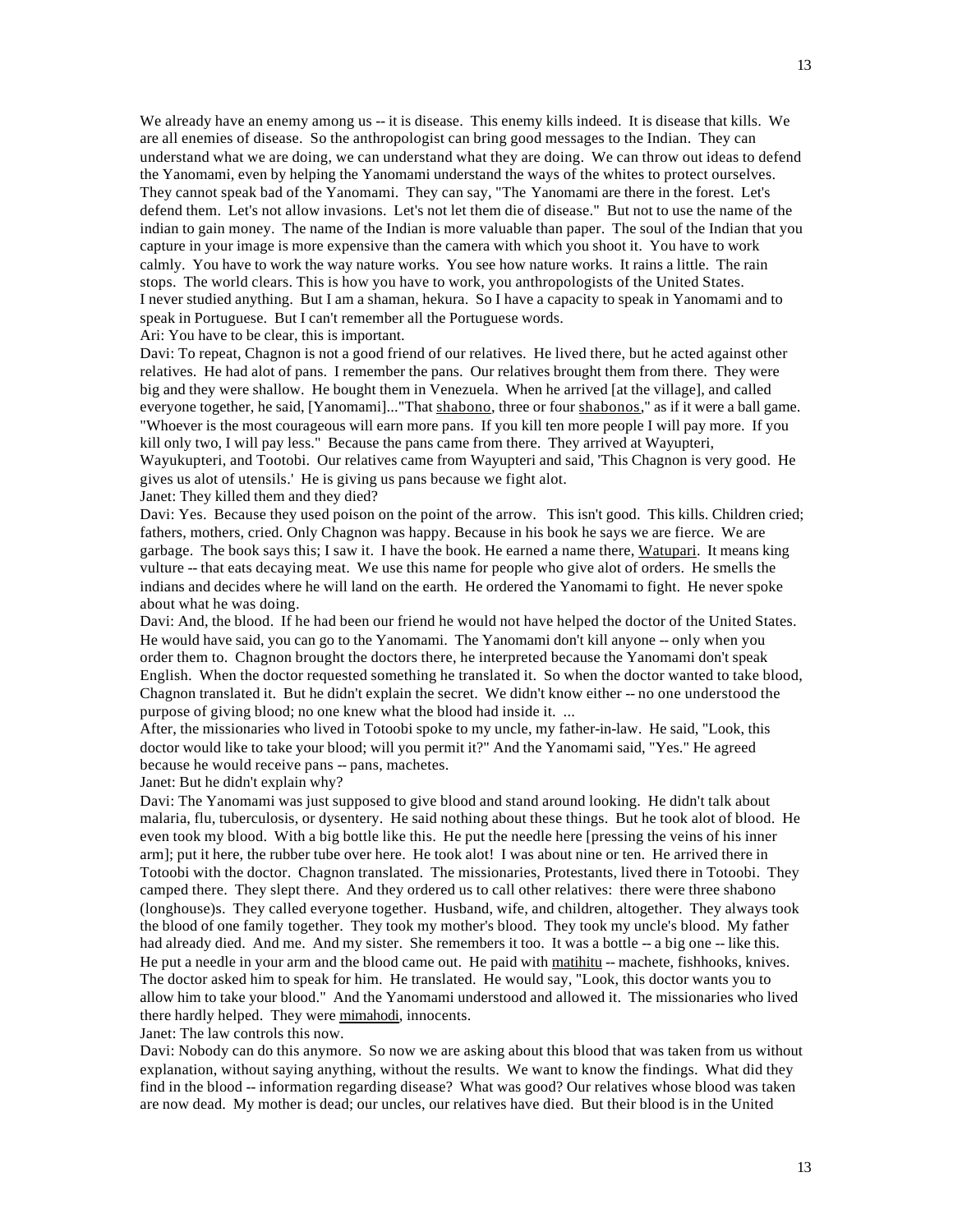We already have an enemy among us -- it is disease. This enemy kills indeed. It is disease that kills. We are all enemies of disease. So the anthropologist can bring good messages to the Indian. They can understand what we are doing, we can understand what they are doing. We can throw out ideas to defend the Yanomami, even by helping the Yanomami understand the ways of the whites to protect ourselves. They cannot speak bad of the Yanomami. They can say, "The Yanomami are there in the forest. Let's defend them. Let's not allow invasions. Let's not let them die of disease." But not to use the name of the indian to gain money. The name of the Indian is more valuable than paper. The soul of the Indian that you capture in your image is more expensive than the camera with which you shoot it. You have to work calmly. You have to work the way nature works. You see how nature works. It rains a little. The rain stops. The world clears. This is how you have to work, you anthropologists of the United States. I never studied anything. But I am a shaman, hekura. So I have a capacity to speak in Yanomami and to speak in Portuguese. But I can't remember all the Portuguese words.

Ari: You have to be clear, this is important.

Davi: To repeat, Chagnon is not a good friend of our relatives. He lived there, but he acted against other relatives. He had alot of pans. I remember the pans. Our relatives brought them from there. They were big and they were shallow. He bought them in Venezuela. When he arrived [at the village], and called everyone together, he said, [Yanomami]..."That shabono, three or four shabonos," as if it were a ball game. "Whoever is the most courageous will earn more pans. If you kill ten more people I will pay more. If you kill only two, I will pay less." Because the pans came from there. They arrived at Wayupteri, Wayukupteri, and Tootobi. Our relatives came from Wayupteri and said, 'This Chagnon is very good. He gives us alot of utensils.' He is giving us pans because we fight alot.

Janet: They killed them and they died?

Davi: Yes. Because they used poison on the point of the arrow. This isn't good. This kills. Children cried; fathers, mothers, cried. Only Chagnon was happy. Because in his book he says we are fierce. We are garbage. The book says this; I saw it. I have the book. He earned a name there, Watupari. It means king vulture -- that eats decaying meat. We use this name for people who give alot of orders. He smells the indians and decides where he will land on the earth. He ordered the Yanomami to fight. He never spoke about what he was doing.

Davi: And, the blood. If he had been our friend he would not have helped the doctor of the United States. He would have said, you can go to the Yanomami. The Yanomami don't kill anyone -- only when you order them to. Chagnon brought the doctors there, he interpreted because the Yanomami don't speak English. When the doctor requested something he translated it. So when the doctor wanted to take blood, Chagnon translated it. But he didn't explain the secret. We didn't know either -- no one understood the purpose of giving blood; no one knew what the blood had inside it. ...

After, the missionaries who lived in Totoobi spoke to my uncle, my father-in-law. He said, "Look, this doctor would like to take your blood; will you permit it?" And the Yanomami said, "Yes." He agreed because he would receive pans -- pans, machetes.

Janet: But he didn't explain why?

Davi: The Yanomami was just supposed to give blood and stand around looking. He didn't talk about malaria, flu, tuberculosis, or dysentery. He said nothing about these things. But he took alot of blood. He even took my blood. With a big bottle like this. He put the needle here [pressing the veins of his inner arm]; put it here, the rubber tube over here. He took alot! I was about nine or ten. He arrived there in Totoobi with the doctor. Chagnon translated. The missionaries, Protestants, lived there in Totoobi. They camped there. They slept there. And they ordered us to call other relatives: there were three shabono (longhouse)s. They called everyone together. Husband, wife, and children, altogether. They always took the blood of one family together. They took my mother's blood. They took my uncle's blood. My father had already died. And me. And my sister. She remembers it too. It was a bottle -- a big one -- like this. He put a needle in your arm and the blood came out. He paid with matihitu -- machete, fishhooks, knives. The doctor asked him to speak for him. He translated. He would say, "Look, this doctor wants you to allow him to take your blood." And the Yanomami understood and allowed it. The missionaries who lived there hardly helped. They were mimahodi, innocents.

Janet: The law controls this now.

Davi: Nobody can do this anymore. So now we are asking about this blood that was taken from us without explanation, without saying anything, without the results. We want to know the findings. What did they find in the blood -- information regarding disease? What was good? Our relatives whose blood was taken are now dead. My mother is dead; our uncles, our relatives have died. But their blood is in the United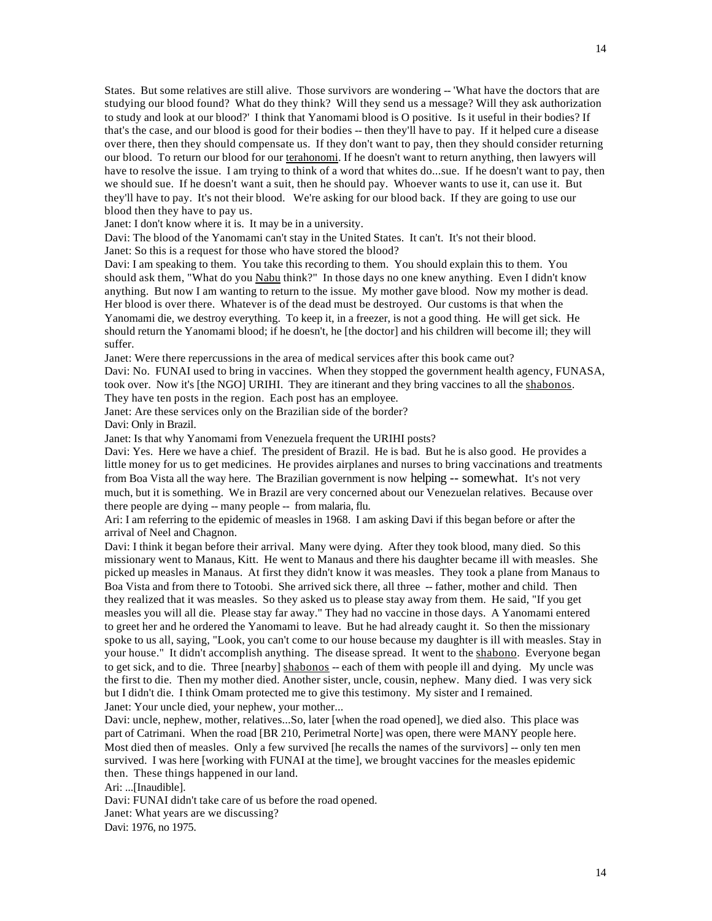States. But some relatives are still alive. Those survivors are wondering -- 'What have the doctors that are studying our blood found? What do they think? Will they send us a message? Will they ask authorization to study and look at our blood?' I think that Yanomami blood is O positive. Is it useful in their bodies? If that's the case, and our blood is good for their bodies -- then they'll have to pay. If it helped cure a disease over there, then they should compensate us. If they don't want to pay, then they should consider returning our blood. To return our blood for our terahonomi. If he doesn't want to return anything, then lawyers will have to resolve the issue. I am trying to think of a word that whites do...sue. If he doesn't want to pay, then we should sue. If he doesn't want a suit, then he should pay. Whoever wants to use it, can use it. But they'll have to pay. It's not their blood. We're asking for our blood back. If they are going to use our blood then they have to pay us.

Janet: I don't know where it is. It may be in a university.

Davi: The blood of the Yanomami can't stay in the United States. It can't. It's not their blood.

Janet: So this is a request for those who have stored the blood?

Davi: I am speaking to them. You take this recording to them. You should explain this to them. You should ask them, "What do you Nabu think?" In those days no one knew anything. Even I didn't know anything. But now I am wanting to return to the issue. My mother gave blood. Now my mother is dead. Her blood is over there. Whatever is of the dead must be destroyed. Our customs is that when the Yanomami die, we destroy everything. To keep it, in a freezer, is not a good thing. He will get sick. He should return the Yanomami blood; if he doesn't, he [the doctor] and his children will become ill; they will suffer.

Janet: Were there repercussions in the area of medical services after this book came out?

Davi: No. FUNAI used to bring in vaccines. When they stopped the government health agency, FUNASA, took over. Now it's [the NGO] URIHI. They are itinerant and they bring vaccines to all the shabonos. They have ten posts in the region. Each post has an employee.

Janet: Are these services only on the Brazilian side of the border?

Davi: Only in Brazil.

Janet: Is that why Yanomami from Venezuela frequent the URIHI posts?

Davi: Yes. Here we have a chief. The president of Brazil. He is bad. But he is also good. He provides a little money for us to get medicines. He provides airplanes and nurses to bring vaccinations and treatments from Boa Vista all the way here. The Brazilian government is now helping -- somewhat. It's not very much, but it is something. We in Brazil are very concerned about our Venezuelan relatives. Because over there people are dying -- many people -- from malaria, flu.

Ari: I am referring to the epidemic of measles in 1968. I am asking Davi if this began before or after the arrival of Neel and Chagnon.

Davi: I think it began before their arrival. Many were dying. After they took blood, many died. So this missionary went to Manaus, Kitt. He went to Manaus and there his daughter became ill with measles. She picked up measles in Manaus. At first they didn't know it was measles. They took a plane from Manaus to Boa Vista and from there to Totoobi. She arrived sick there, all three -- father, mother and child. Then they realized that it was measles. So they asked us to please stay away from them. He said, "If you get measles you will all die. Please stay far away." They had no vaccine in those days. A Yanomami entered to greet her and he ordered the Yanomami to leave. But he had already caught it. So then the missionary spoke to us all, saying, "Look, you can't come to our house because my daughter is ill with measles. Stay in your house." It didn't accomplish anything. The disease spread. It went to the shabono. Everyone began to get sick, and to die. Three [nearby] shabonos -- each of them with people ill and dying. My uncle was the first to die. Then my mother died. Another sister, uncle, cousin, nephew. Many died. I was very sick but I didn't die. I think Omam protected me to give this testimony. My sister and I remained.

Janet: Your uncle died, your nephew, your mother...

Davi: uncle, nephew, mother, relatives...So, later [when the road opened], we died also. This place was part of Catrimani. When the road [BR 210, Perimetral Norte] was open, there were MANY people here. Most died then of measles. Only a few survived [he recalls the names of the survivors] -- only ten men survived. I was here [working with FUNAI at the time], we brought vaccines for the measles epidemic then. These things happened in our land.

Ari: ...[Inaudible].

Davi: FUNAI didn't take care of us before the road opened.

Janet: What years are we discussing?

Davi: 1976, no 1975.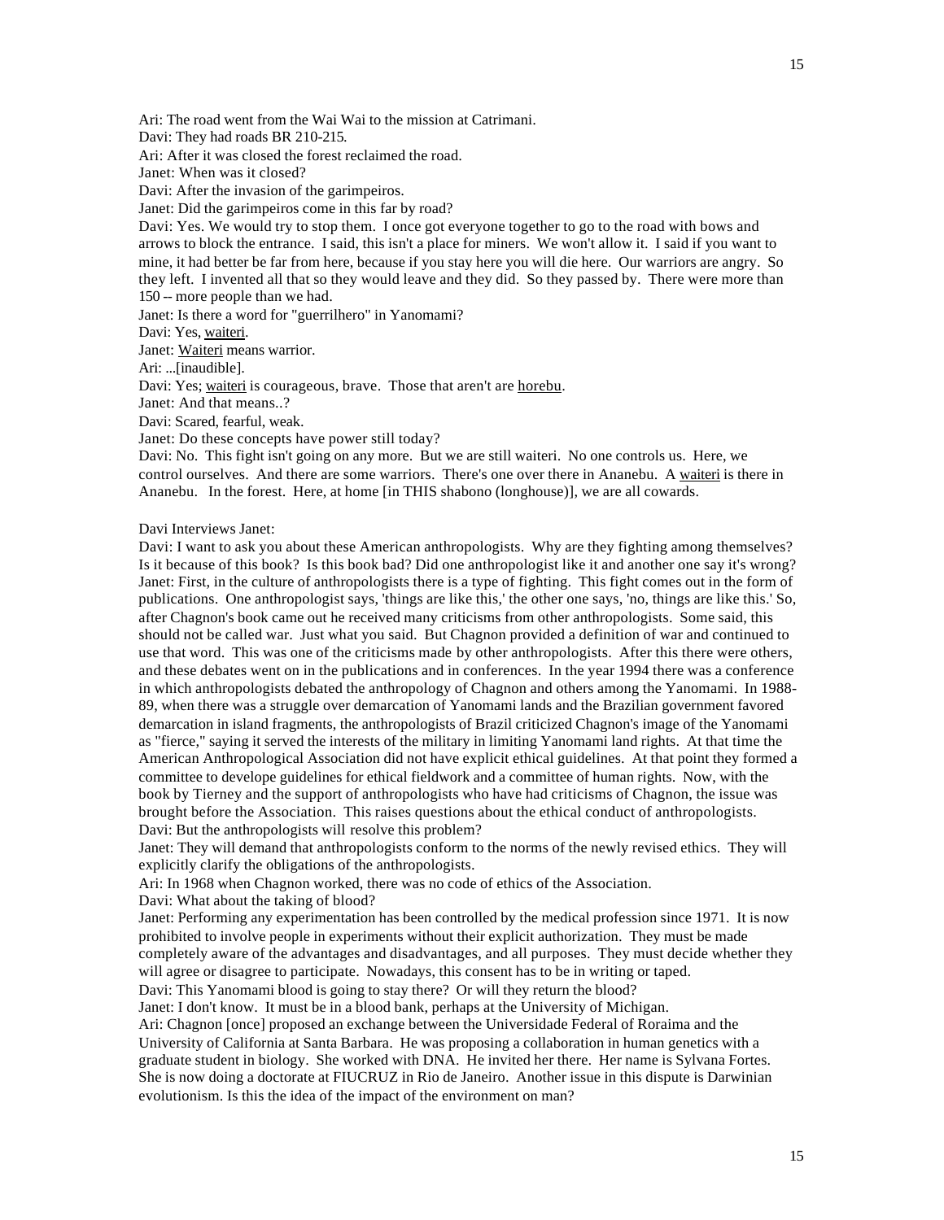Ari: The road went from the Wai Wai to the mission at Catrimani.
Davi: They had roads BR 210-215.
Ari: After it was closed the forest reclaimed the road.
Janet: When was it closed?
Davi: After the invasion of the garimpeiros.
Janet: Did the garimpeiros come in this far by road?
Davi: Yes. We would try to stop them. I once got everyone together to go to the road with bows and arrows to block the entrance. I said, this isn't a place for miners. We won't allow it. I said if you want to mine, it had better be far from here, because if you stay here you will die here. Our warriors are angry. So they left. I invented all that so they would leave and they did. So they passed by. There were more than 150 -- more people than we had.
Janet: Is there a word for "guerrilhero" in Yanomami?
Davi: Yes, waiteri.
Janet: Waiteri means warrior.
Ari: ...[inaudible].
Davi: Yes; waiteri is courageous, brave. Those that aren't are horebu.
Janet: And that means..?
Davi: Scared, fearful, weak.
Janet: Do these concepts have power still today?
Davi: No. This fight isn't going on any more. But we are still waiteri. No one controls us. Here, we control ourselves. And there are some warriors. There's one over there in Ananebu. A waiteri is there in Ananebu. In the forest. Here, at home [in THIS shabono (longhouse)], we are all cowards.

Davi Interviews Janet:
Davi: I want to ask you about these American anthropologists. Why are they fighting among themselves? Is it because of this book? Is this book bad? Did one anthropologist like it and another one say it's wrong?
Janet: First, in the culture of anthropologists there is a type of fighting. This fight comes out in the form of publications. One anthropologist says, 'things are like this,' the other one says, 'no, things are like this.' So, after Chagnon's book came out he received many criticisms from other anthropologists. Some said, this should not be called war. Just what you said. But Chagnon provided a definition of war and continued to use that word. This was one of the criticisms made by other anthropologists. After this there were others, and these debates went on in the publications and in conferences. In the year 1994 there was a conference in which anthropologists debated the anthropology of Chagnon and others among the Yanomami. In 1988-89, when there was a struggle over demarcation of Yanomami lands and the Brazilian government favored demarcation in island fragments, the anthropologists of Brazil criticized Chagnon's image of the Yanomami as "fierce," saying it served the interests of the military in limiting Yanomami land rights. At that time the American Anthropological Association did not have explicit ethical guidelines. At that point they formed a committee to develope guidelines for ethical fieldwork and a committee of human rights. Now, with the book by Tierney and the support of anthropologists who have had criticisms of Chagnon, the issue was brought before the Association. This raises questions about the ethical conduct of anthropologists.
Davi: But the anthropologists will resolve this problem?
Janet: They will demand that anthropologists conform to the norms of the newly revised ethics. They will explicitly clarify the obligations of the anthropologists.
Ari: In 1968 when Chagnon worked, there was no code of ethics of the Association.
Davi: What about the taking of blood?
Janet: Performing any experimentation has been controlled by the medical profession since 1971. It is now prohibited to involve people in experiments without their explicit authorization. They must be made completely aware of the advantages and disadvantages, and all purposes. They must decide whether they will agree or disagree to participate. Nowadays, this consent has to be in writing or taped.
Davi: This Yanomami blood is going to stay there? Or will they return the blood?
Janet: I don't know. It must be in a blood bank, perhaps at the University of Michigan.
Ari: Chagnon [once] proposed an exchange between the Universidade Federal of Roraima and the University of California at Santa Barbara. He was proposing a collaboration in human genetics with a graduate student in biology. She worked with DNA. He invited her there. Her name is Sylvana Fortes. She is now doing a doctorate at FIUCRUZ in Rio de Janeiro. Another issue in this dispute is Darwinian evolutionism. Is this the idea of the impact of the environment on man?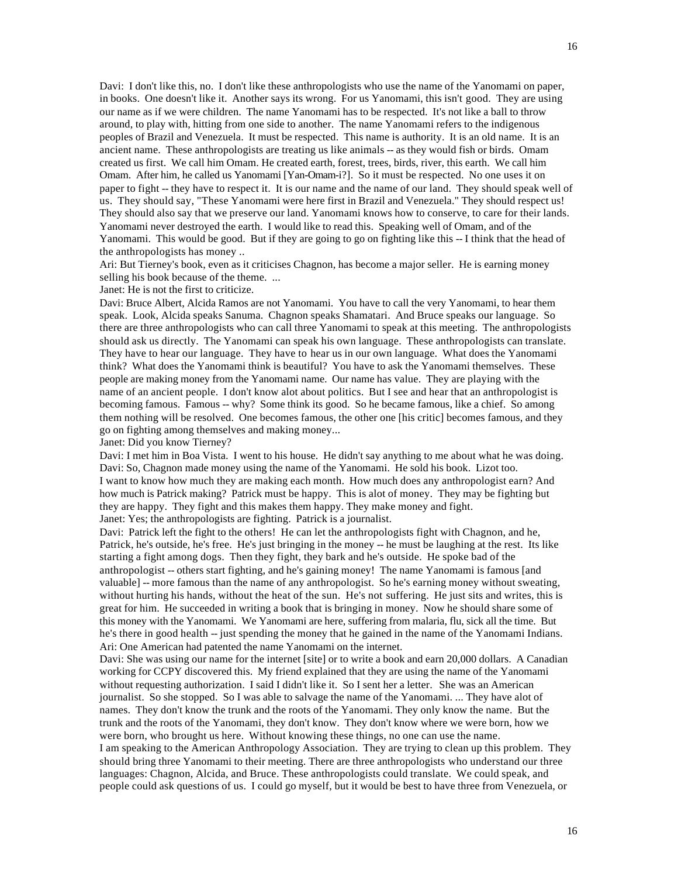Davi: I don't like this, no. I don't like these anthropologists who use the name of the Yanomami on paper, in books. One doesn't like it. Another says its wrong. For us Yanomami, this isn't good. They are using our name as if we were children. The name Yanomami has to be respected. It's not like a ball to throw around, to play with, hitting from one side to another. The name Yanomami refers to the indigenous peoples of Brazil and Venezuela. It must be respected. This name is authority. It is an old name. It is an ancient name. These anthropologists are treating us like animals -- as they would fish or birds. Omam created us first. We call him Omam. He created earth, forest, trees, birds, river, this earth. We call him Omam. After him, he called us Yanomami [Yan-Omam-i?]. So it must be respected. No one uses it on paper to fight -- they have to respect it. It is our name and the name of our land. They should speak well of us. They should say, "These Yanomami were here first in Brazil and Venezuela." They should respect us! They should also say that we preserve our land. Yanomami knows how to conserve, to care for their lands. Yanomami never destroyed the earth. I would like to read this. Speaking well of Omam, and of the Yanomami. This would be good. But if they are going to go on fighting like this -- I think that the head of the anthropologists has money ..

Ari: But Tierney's book, even as it criticises Chagnon, has become a major seller. He is earning money selling his book because of the theme. ...

Janet: He is not the first to criticize.

Davi: Bruce Albert, Alcida Ramos are not Yanomami. You have to call the very Yanomami, to hear them speak. Look, Alcida speaks Sanuma. Chagnon speaks Shamatari. And Bruce speaks our language. So there are three anthropologists who can call three Yanomami to speak at this meeting. The anthropologists should ask us directly. The Yanomami can speak his own language. These anthropologists can translate. They have to hear our language. They have to hear us in our own language. What does the Yanomami think? What does the Yanomami think is beautiful? You have to ask the Yanomami themselves. These people are making money from the Yanomami name. Our name has value. They are playing with the name of an ancient people. I don't know alot about politics. But I see and hear that an anthropologist is becoming famous. Famous -- why? Some think its good. So he became famous, like a chief. So among them nothing will be resolved. One becomes famous, the other one [his critic] becomes famous, and they go on fighting among themselves and making money...

Janet: Did you know Tierney?

Davi: I met him in Boa Vista. I went to his house. He didn't say anything to me about what he was doing.

Davi: So, Chagnon made money using the name of the Yanomami. He sold his book. Lizot too. I want to know how much they are making each month. How much does any anthropologist earn? And how much is Patrick making? Patrick must be happy. This is alot of money. They may be fighting but they are happy. They fight and this makes them happy. They make money and fight.

Janet: Yes; the anthropologists are fighting. Patrick is a journalist.

Davi: Patrick left the fight to the others! He can let the anthropologists fight with Chagnon, and he, Patrick, he's outside, he's free. He's just bringing in the money -- he must be laughing at the rest. Its like starting a fight among dogs. Then they fight, they bark and he's outside. He spoke bad of the anthropologist -- others start fighting, and he's gaining money! The name Yanomami is famous [and valuable] -- more famous than the name of any anthropologist. So he's earning money without sweating, without hurting his hands, without the heat of the sun. He's not suffering. He just sits and writes, this is great for him. He succeeded in writing a book that is bringing in money. Now he should share some of this money with the Yanomami. We Yanomami are here, suffering from malaria, flu, sick all the time. But he's there in good health -- just spending the money that he gained in the name of the Yanomami Indians.

Ari: One American had patented the name Yanomami on the internet.

Davi: She was using our name for the internet [site] or to write a book and earn 20,000 dollars. A Canadian working for CCPY discovered this. My friend explained that they are using the name of the Yanomami without requesting authorization. I said I didn't like it. So I sent her a letter. She was an American journalist. So she stopped. So I was able to salvage the name of the Yanomami. ... They have alot of names. They don't know the trunk and the roots of the Yanomami. They only know the name. But the trunk and the roots of the Yanomami, they don't know. They don't know where we were born, how we were born, who brought us here. Without knowing these things, no one can use the name.

I am speaking to the American Anthropology Association. They are trying to clean up this problem. They should bring three Yanomami to their meeting. There are three anthropologists who understand our three languages: Chagnon, Alcida, and Bruce. These anthropologists could translate. We could speak, and people could ask questions of us. I could go myself, but it would be best to have three from Venezuela, or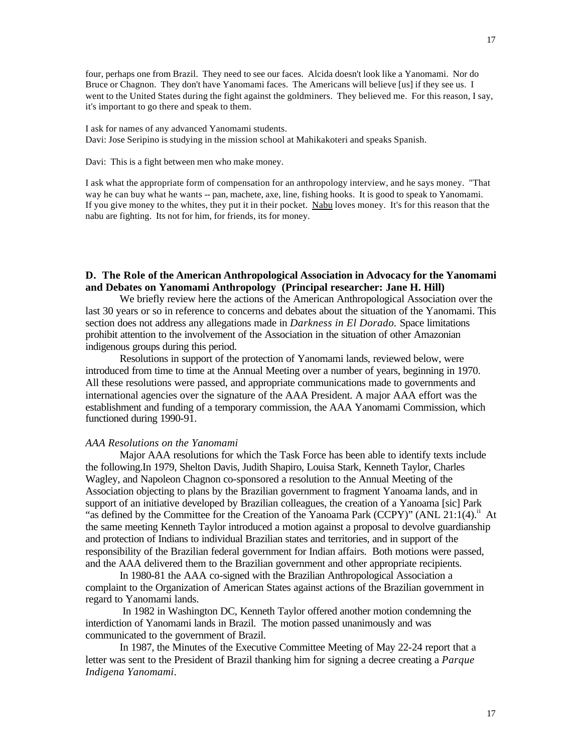four, perhaps one from Brazil. They need to see our faces. Alcida doesn't look like a Yanomami. Nor do Bruce or Chagnon. They don't have Yanomami faces. The Americans will believe [us] if they see us. I went to the United States during the fight against the goldminers. They believed me. For this reason, I say, it's important to go there and speak to them.

I ask for names of any advanced Yanomami students.
Davi: Jose Seripino is studying in the mission school at Mahikakoteri and speaks Spanish.

Davi: This is a fight between men who make money.

I ask what the appropriate form of compensation for an anthropology interview, and he says money. "That way he can buy what he wants -- pan, machete, axe, line, fishing hooks. It is good to speak to Yanomami. If you give money to the whites, they put it in their pocket. Nabu loves money. It's for this reason that the nabu are fighting. Its not for him, for friends, its for money.

## D. The Role of the American Anthropological Association in Advocacy for the Yanomami and Debates on Yanomami Anthropology (Principal researcher: Jane H. Hill)

We briefly review here the actions of the American Anthropological Association over the last 30 years or so in reference to concerns and debates about the situation of the Yanomami. This section does not address any allegations made in *Darkness in El Dorado.* Space limitations prohibit attention to the involvement of the Association in the situation of other Amazonian indigenous groups during this period.

Resolutions in support of the protection of Yanomami lands, reviewed below, were introduced from time to time at the Annual Meeting over a number of years, beginning in 1970. All these resolutions were passed, and appropriate communications made to governments and international agencies over the signature of the AAA President. A major AAA effort was the establishment and funding of a temporary commission, the AAA Yanomami Commission, which functioned during 1990-91.

*AAA Resolutions on the Yanomami*

Major AAA resolutions for which the Task Force has been able to identify texts include the following.In 1979, Shelton Davis, Judith Shapiro, Louisa Stark, Kenneth Taylor, Charles Wagley, and Napoleon Chagnon co-sponsored a resolution to the Annual Meeting of the Association objecting to plans by the Brazilian government to fragment Yanoama lands, and in support of an initiative developed by Brazilian colleagues, the creation of a Yanoama [sic] Park "as defined by the Committee for the Creation of the Yanoama Park (CCPY)" (ANL 21:1(4).[ii] At the same meeting Kenneth Taylor introduced a motion against a proposal to devolve guardianship and protection of Indians to individual Brazilian states and territories, and in support of the responsibility of the Brazilian federal government for Indian affairs. Both motions were passed, and the AAA delivered them to the Brazilian government and other appropriate recipients.

In 1980-81 the AAA co-signed with the Brazilian Anthropological Association a complaint to the Organization of American States against actions of the Brazilian government in regard to Yanomami lands.

In 1982 in Washington DC, Kenneth Taylor offered another motion condemning the interdiction of Yanomami lands in Brazil. The motion passed unanimously and was communicated to the government of Brazil.

In 1987, the Minutes of the Executive Committee Meeting of May 22-24 report that a letter was sent to the President of Brazil thanking him for signing a decree creating a *Parque Indigena Yanomami*.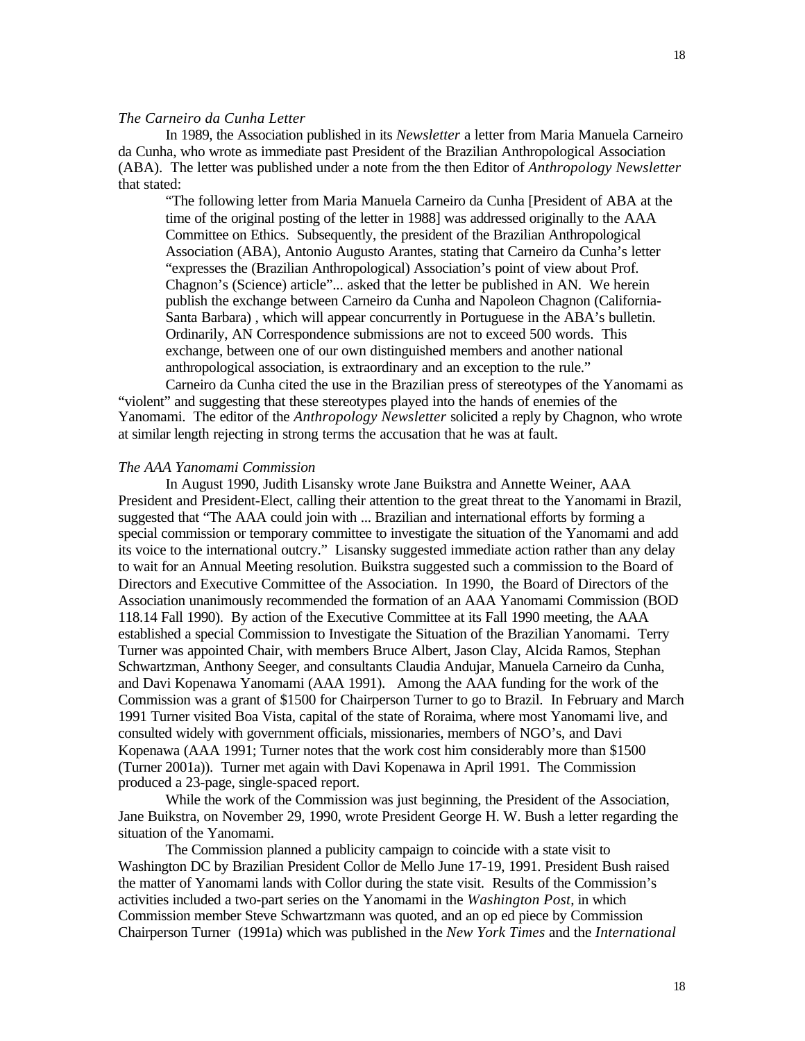*The Carneiro da Cunha Letter*

In 1989, the Association published in its *Newsletter* a letter from Maria Manuela Carneiro da Cunha, who wrote as immediate past President of the Brazilian Anthropological Association (ABA). The letter was published under a note from the then Editor of *Anthropology Newsletter* that stated:

> "The following letter from Maria Manuela Carneiro da Cunha [President of ABA at the time of the original posting of the letter in 1988] was addressed originally to the AAA Committee on Ethics. Subsequently, the president of the Brazilian Anthropological Association (ABA), Antonio Augusto Arantes, stating that Carneiro da Cunha's letter "expresses the (Brazilian Anthropological) Association's point of view about Prof. Chagnon's (Science) article"... asked that the letter be published in AN. We herein publish the exchange between Carneiro da Cunha and Napoleon Chagnon (California-Santa Barbara) , which will appear concurrently in Portuguese in the ABA's bulletin. Ordinarily, AN Correspondence submissions are not to exceed 500 words. This exchange, between one of our own distinguished members and another national anthropological association, is extraordinary and an exception to the rule."

Carneiro da Cunha cited the use in the Brazilian press of stereotypes of the Yanomami as "violent" and suggesting that these stereotypes played into the hands of enemies of the Yanomami. The editor of the *Anthropology Newsletter* solicited a reply by Chagnon, who wrote at similar length rejecting in strong terms the accusation that he was at fault.

*The AAA Yanomami Commission*

In August 1990, Judith Lisansky wrote Jane Buikstra and Annette Weiner, AAA President and President-Elect, calling their attention to the great threat to the Yanomami in Brazil, suggested that "The AAA could join with ... Brazilian and international efforts by forming a special commission or temporary committee to investigate the situation of the Yanomami and add its voice to the international outcry." Lisansky suggested immediate action rather than any delay to wait for an Annual Meeting resolution. Buikstra suggested such a commission to the Board of Directors and Executive Committee of the Association. In 1990, the Board of Directors of the Association unanimously recommended the formation of an AAA Yanomami Commission (BOD 118.14 Fall 1990). By action of the Executive Committee at its Fall 1990 meeting, the AAA established a special Commission to Investigate the Situation of the Brazilian Yanomami. Terry Turner was appointed Chair, with members Bruce Albert, Jason Clay, Alcida Ramos, Stephan Schwartzman, Anthony Seeger, and consultants Claudia Andujar, Manuela Carneiro da Cunha, and Davi Kopenawa Yanomami (AAA 1991). Among the AAA funding for the work of the Commission was a grant of $1500 for Chairperson Turner to go to Brazil. In February and March 1991 Turner visited Boa Vista, capital of the state of Roraima, where most Yanomami live, and consulted widely with government officials, missionaries, members of NGO's, and Davi Kopenawa (AAA 1991; Turner notes that the work cost him considerably more than $1500 (Turner 2001a)). Turner met again with Davi Kopenawa in April 1991. The Commission produced a 23-page, single-spaced report.

While the work of the Commission was just beginning, the President of the Association, Jane Buikstra, on November 29, 1990, wrote President George H. W. Bush a letter regarding the situation of the Yanomami.

The Commission planned a publicity campaign to coincide with a state visit to Washington DC by Brazilian President Collor de Mello June 17-19, 1991. President Bush raised the matter of Yanomami lands with Collor during the state visit. Results of the Commission's activities included a two-part series on the Yanomami in the *Washington Post*, in which Commission member Steve Schwartzmann was quoted, and an op ed piece by Commission Chairperson Turner (1991a) which was published in the *New York Times* and the *International*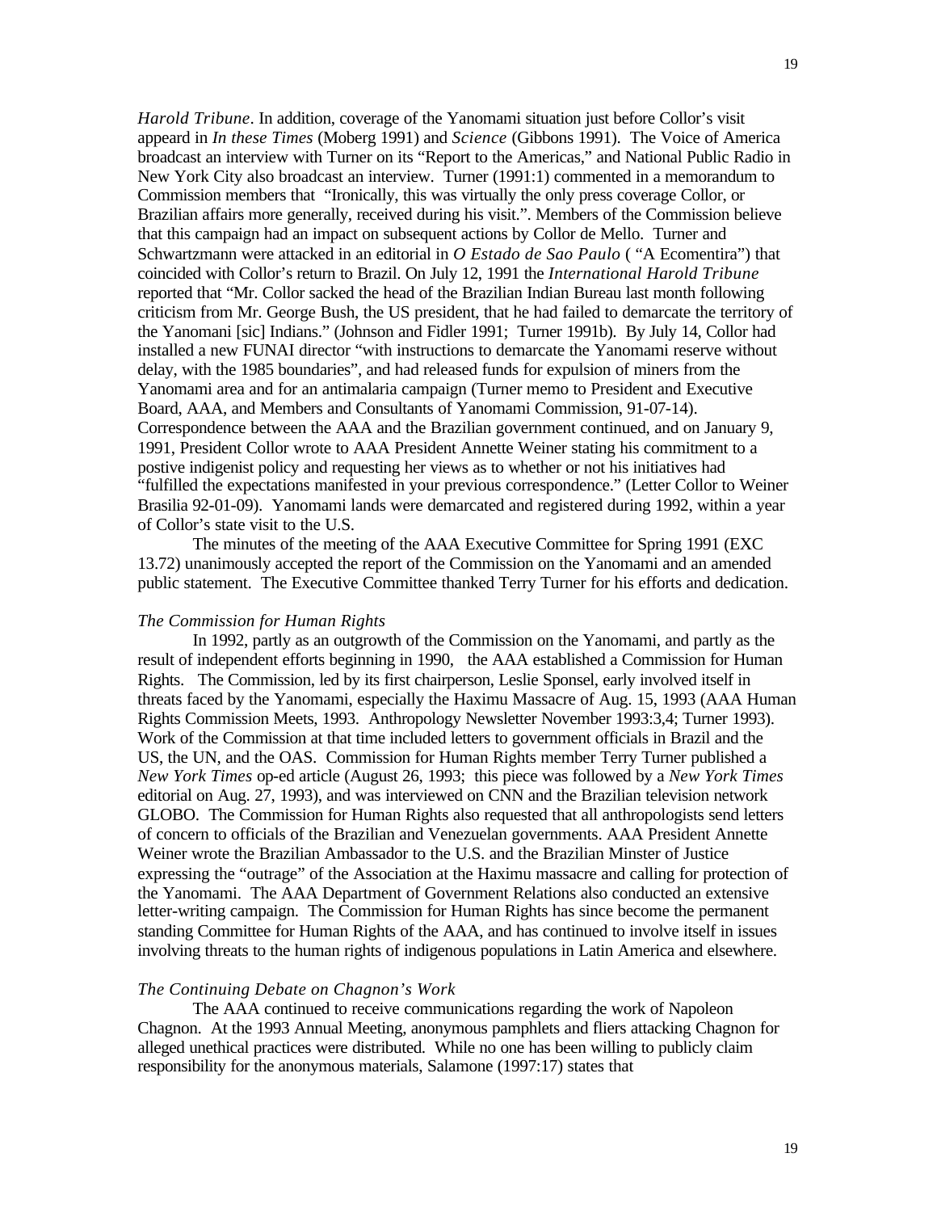*Harold Tribune*. In addition, coverage of the Yanomami situation just before Collor's visit appeard in *In these Times* (Moberg 1991) and *Science* (Gibbons 1991). The Voice of America broadcast an interview with Turner on its "Report to the Americas," and National Public Radio in New York City also broadcast an interview. Turner (1991:1) commented in a memorandum to Commission members that "Ironically, this was virtually the only press coverage Collor, or Brazilian affairs more generally, received during his visit.". Members of the Commission believe that this campaign had an impact on subsequent actions by Collor de Mello. Turner and Schwartzmann were attacked in an editorial in *O Estado de Sao Paulo* ( "A Ecomentira") that coincided with Collor's return to Brazil. On July 12, 1991 the *International Harold Tribune* reported that "Mr. Collor sacked the head of the Brazilian Indian Bureau last month following criticism from Mr. George Bush, the US president, that he had failed to demarcate the territory of the Yanomani [sic] Indians." (Johnson and Fidler 1991; Turner 1991b). By July 14, Collor had installed a new FUNAI director "with instructions to demarcate the Yanomami reserve without delay, with the 1985 boundaries", and had released funds for expulsion of miners from the Yanomami area and for an antimalaria campaign (Turner memo to President and Executive Board, AAA, and Members and Consultants of Yanomami Commission, 91-07-14). Correspondence between the AAA and the Brazilian government continued, and on January 9, 1991, President Collor wrote to AAA President Annette Weiner stating his commitment to a postive indigenist policy and requesting her views as to whether or not his initiatives had "fulfilled the expectations manifested in your previous correspondence." (Letter Collor to Weiner Brasilia 92-01-09). Yanomami lands were demarcated and registered during 1992, within a year of Collor's state visit to the U.S.

The minutes of the meeting of the AAA Executive Committee for Spring 1991 (EXC 13.72) unanimously accepted the report of the Commission on the Yanomami and an amended public statement. The Executive Committee thanked Terry Turner for his efforts and dedication.

*The Commission for Human Rights*

In 1992, partly as an outgrowth of the Commission on the Yanomami, and partly as the result of independent efforts beginning in 1990, the AAA established a Commission for Human Rights. The Commission, led by its first chairperson, Leslie Sponsel, early involved itself in threats faced by the Yanomami, especially the Haximu Massacre of Aug. 15, 1993 (AAA Human Rights Commission Meets, 1993. Anthropology Newsletter November 1993:3,4; Turner 1993). Work of the Commission at that time included letters to government officials in Brazil and the US, the UN, and the OAS. Commission for Human Rights member Terry Turner published a *New York Times* op-ed article (August 26, 1993; this piece was followed by a *New York Times* editorial on Aug. 27, 1993), and was interviewed on CNN and the Brazilian television network GLOBO. The Commission for Human Rights also requested that all anthropologists send letters of concern to officials of the Brazilian and Venezuelan governments. AAA President Annette Weiner wrote the Brazilian Ambassador to the U.S. and the Brazilian Minster of Justice expressing the "outrage" of the Association at the Haximu massacre and calling for protection of the Yanomami. The AAA Department of Government Relations also conducted an extensive letter-writing campaign. The Commission for Human Rights has since become the permanent standing Committee for Human Rights of the AAA, and has continued to involve itself in issues involving threats to the human rights of indigenous populations in Latin America and elsewhere.

*The Continuing Debate on Chagnon's Work*

The AAA continued to receive communications regarding the work of Napoleon Chagnon. At the 1993 Annual Meeting, anonymous pamphlets and fliers attacking Chagnon for alleged unethical practices were distributed. While no one has been willing to publicly claim responsibility for the anonymous materials, Salamone (1997:17) states that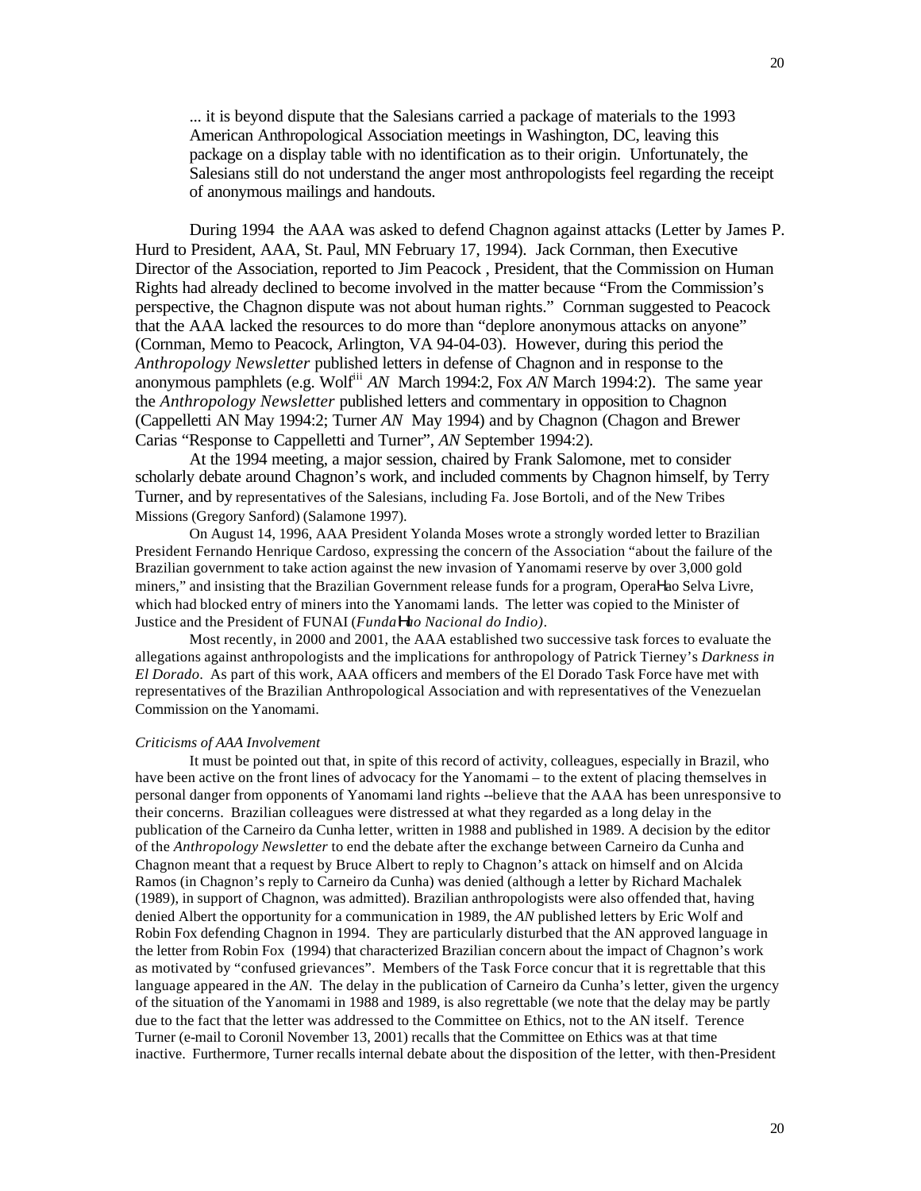... it is beyond dispute that the Salesians carried a package of materials to the 1993 American Anthropological Association meetings in Washington, DC, leaving this package on a display table with no identification as to their origin. Unfortunately, the Salesians still do not understand the anger most anthropologists feel regarding the receipt of anonymous mailings and handouts.

During 1994 the AAA was asked to defend Chagnon against attacks (Letter by James P. Hurd to President, AAA, St. Paul, MN February 17, 1994). Jack Cornman, then Executive Director of the Association, reported to Jim Peacock , President, that the Commission on Human Rights had already declined to become involved in the matter because "From the Commission's perspective, the Chagnon dispute was not about human rights." Cornman suggested to Peacock that the AAA lacked the resources to do more than "deplore anonymous attacks on anyone" (Cornman, Memo to Peacock, Arlington, VA 94-04-03). However, during this period the *Anthropology Newsletter* published letters in defense of Chagnon and in response to the anonymous pamphlets (e.g. Wolf[iii] *AN* March 1994:2, Fox *AN* March 1994:2). The same year the *Anthropology Newsletter* published letters and commentary in opposition to Chagnon (Cappelletti AN May 1994:2; Turner *AN* May 1994) and by Chagnon (Chagon and Brewer Carias "Response to Cappelletti and Turner", *AN* September 1994:2).

At the 1994 meeting, a major session, chaired by Frank Salomone, met to consider scholarly debate around Chagnon's work, and included comments by Chagnon himself, by Terry Turner, and by representatives of the Salesians, including Fa. Jose Bortoli, and of the New Tribes Missions (Gregory Sanford) (Salamone 1997).

On August 14, 1996, AAA President Yolanda Moses wrote a strongly worded letter to Brazilian President Fernando Henrique Cardoso, expressing the concern of the Association "about the failure of the Brazilian government to take action against the new invasion of Yanomami reserve by over 3,000 gold miners," and insisting that the Brazilian Government release funds for a program, OperaHao Selva Livre, which had blocked entry of miners into the Yanomami lands. The letter was copied to the Minister of Justice and the President of FUNAI (*FundaHao Nacional do Indio)*.

Most recently, in 2000 and 2001, the AAA established two successive task forces to evaluate the allegations against anthropologists and the implications for anthropology of Patrick Tierney's *Darkness in El Dorado*. As part of this work, AAA officers and members of the El Dorado Task Force have met with representatives of the Brazilian Anthropological Association and with representatives of the Venezuelan Commission on the Yanomami.

*Criticisms of AAA Involvement*

It must be pointed out that, in spite of this record of activity, colleagues, especially in Brazil, who have been active on the front lines of advocacy for the Yanomami – to the extent of placing themselves in personal danger from opponents of Yanomami land rights --believe that the AAA has been unresponsive to their concerns. Brazilian colleagues were distressed at what they regarded as a long delay in the publication of the Carneiro da Cunha letter, written in 1988 and published in 1989. A decision by the editor of the *Anthropology Newsletter* to end the debate after the exchange between Carneiro da Cunha and Chagnon meant that a request by Bruce Albert to reply to Chagnon's attack on himself and on Alcida Ramos (in Chagnon's reply to Carneiro da Cunha) was denied (although a letter by Richard Machalek (1989), in support of Chagnon, was admitted). Brazilian anthropologists were also offended that, having denied Albert the opportunity for a communication in 1989, the *AN* published letters by Eric Wolf and Robin Fox defending Chagnon in 1994. They are particularly disturbed that the AN approved language in the letter from Robin Fox (1994) that characterized Brazilian concern about the impact of Chagnon's work as motivated by "confused grievances". Members of the Task Force concur that it is regrettable that this language appeared in the *AN*. The delay in the publication of Carneiro da Cunha's letter, given the urgency of the situation of the Yanomami in 1988 and 1989, is also regrettable (we note that the delay may be partly due to the fact that the letter was addressed to the Committee on Ethics, not to the AN itself. Terence Turner (e-mail to Coronil November 13, 2001) recalls that the Committee on Ethics was at that time inactive. Furthermore, Turner recalls internal debate about the disposition of the letter, with then-President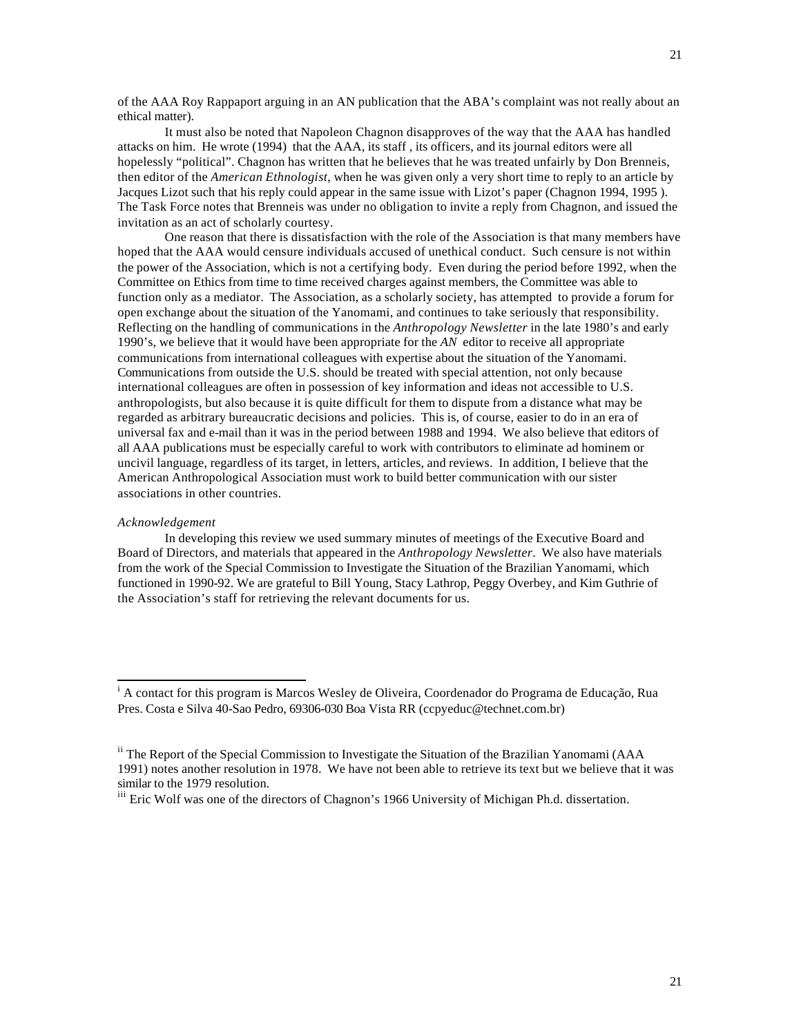of the AAA Roy Rappaport arguing in an AN publication that the ABA's complaint was not really about an ethical matter).

It must also be noted that Napoleon Chagnon disapproves of the way that the AAA has handled attacks on him. He wrote (1994) that the AAA, its staff , its officers, and its journal editors were all hopelessly "political". Chagnon has written that he believes that he was treated unfairly by Don Brenneis, then editor of the *American Ethnologist*, when he was given only a very short time to reply to an article by Jacques Lizot such that his reply could appear in the same issue with Lizot's paper (Chagnon 1994, 1995 ). The Task Force notes that Brenneis was under no obligation to invite a reply from Chagnon, and issued the invitation as an act of scholarly courtesy.

One reason that there is dissatisfaction with the role of the Association is that many members have hoped that the AAA would censure individuals accused of unethical conduct. Such censure is not within the power of the Association, which is not a certifying body. Even during the period before 1992, when the Committee on Ethics from time to time received charges against members, the Committee was able to function only as a mediator. The Association, as a scholarly society, has attempted to provide a forum for open exchange about the situation of the Yanomami, and continues to take seriously that responsibility. Reflecting on the handling of communications in the *Anthropology Newsletter* in the late 1980's and early 1990's, we believe that it would have been appropriate for the *AN* editor to receive all appropriate communications from international colleagues with expertise about the situation of the Yanomami. Communications from outside the U.S. should be treated with special attention, not only because international colleagues are often in possession of key information and ideas not accessible to U.S. anthropologists, but also because it is quite difficult for them to dispute from a distance what may be regarded as arbitrary bureaucratic decisions and policies. This is, of course, easier to do in an era of universal fax and e-mail than it was in the period between 1988 and 1994. We also believe that editors of all AAA publications must be especially careful to work with contributors to eliminate ad hominem or uncivil language, regardless of its target, in letters, articles, and reviews. In addition, I believe that the American Anthropological Association must work to build better communication with our sister associations in other countries.

*Acknowledgement*

In developing this review we used summary minutes of meetings of the Executive Board and Board of Directors, and materials that appeared in the *Anthropology Newsletter*. We also have materials from the work of the Special Commission to Investigate the Situation of the Brazilian Yanomami, which functioned in 1990-92. We are grateful to Bill Young, Stacy Lathrop, Peggy Overbey, and Kim Guthrie of the Association's staff for retrieving the relevant documents for us.

---

[i] A contact for this program is Marcos Wesley de Oliveira, Coordenador do Programa de Educação, Rua Pres. Costa e Silva 40-Sao Pedro, 69306-030 Boa Vista RR (ccpyeduc@technet.com.br)

[ii] The Report of the Special Commission to Investigate the Situation of the Brazilian Yanomami (AAA 1991) notes another resolution in 1978. We have not been able to retrieve its text but we believe that it was similar to the 1979 resolution.

[iii] Eric Wolf was one of the directors of Chagnon's 1966 University of Michigan Ph.d. dissertation.